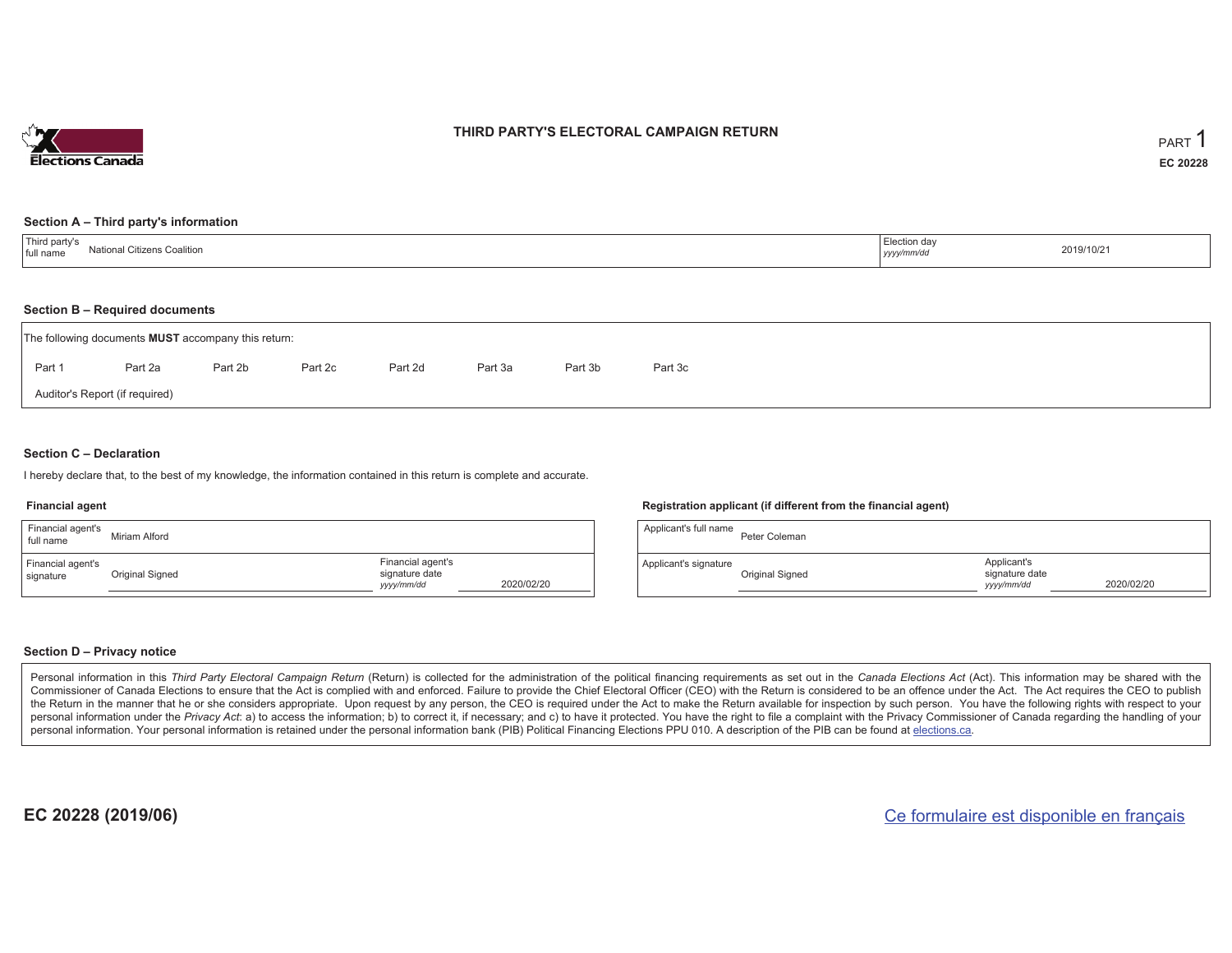Elections Canada

# THIRD PARTY'S ELECTORAL CAMPAIGN RETURN

PART 1

**EC 20228**

## Section A – Third party's information

| Third party's full name | National Citizens Coalition | Election day *yyyy/mm/dd* | 2019/10/21 |
|---|---|---|---|

## Section B – Required documents

The following documents **MUST** accompany this return:

Part 1 Part 2a Part 2b Part 2c Part 2d Part 3a Part 3b Part 3c

Auditor's Report (if required)

## Section C – Declaration

I hereby declare that, to the best of my knowledge, the information contained in this return is complete and accurate.

### Financial agent

| Financial agent's full name | Miriam Alford | | |
|---|---|---|---|
| Financial agent's signature | Original Signed | Financial agent's signature date *yyyy/mm/dd* | 2020/02/20 |

### Registration applicant (if different from the financial agent)

| Applicant's full name | Peter Coleman | | |
|---|---|---|---|
| Applicant's signature | Original Signed | Applicant's signature date *yyyy/mm/dd* | 2020/02/20 |

## Section D – Privacy notice

Personal information in this *Third Party Electoral Campaign Return* (Return) is collected for the administration of the political financing requirements as set out in the *Canada Elections Act* (Act). This information may be shared with the Commissioner of Canada Elections to ensure that the Act is complied with and enforced. Failure to provide the Chief Electoral Officer (CEO) with the Return is considered to be an offence under the Act. The Act requires the CEO to publish the Return in the manner that he or she considers appropriate. Upon request by any person, the CEO is required under the Act to make the Return available for inspection by such person. You have the following rights with respect to your personal information under the *Privacy Act*: a) to access the information; b) to correct it, if necessary; and c) to have it protected. You have the right to file a complaint with the Privacy Commissioner of Canada regarding the handling of your personal information. Your personal information is retained under the personal information bank (PIB) Political Financing Elections PPU 010. A description of the PIB can be found at elections.ca.

**EC 20228 (2019/06)**

Ce formulaire est disponible en français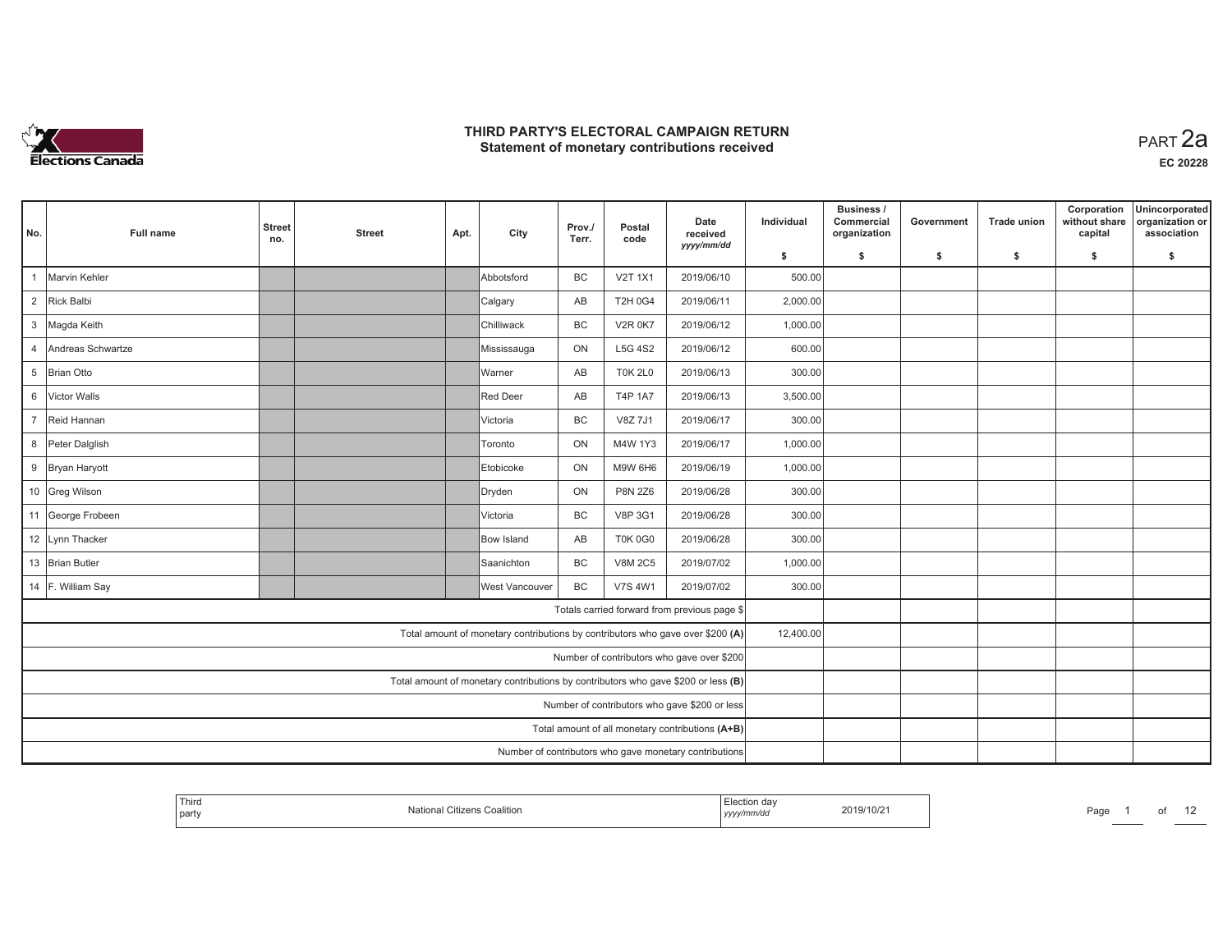# THIRD PARTY'S ELECTORAL CAMPAIGN RETURN
## Statement of monetary contributions received

PART 2a

EC 20228

| No. | Full name | Street no. | Street | Apt. | City | Prov./ Terr. | Postal code | Date received yyyy/mm/dd | Individual $ | Business / Commercial organization $ | Government $ | Trade union $ | Corporation without share capital $ | Unincorporated organization or association $ |
|---|---|---|---|---|---|---|---|---|---|---|---|---|---|---|
| 1 | Marvin Kehler | | | | Abbotsford | BC | V2T 1X1 | 2019/06/10 | 500.00 | | | | | |
| 2 | Rick Balbi | | | | Calgary | AB | T2H 0G4 | 2019/06/11 | 2,000.00 | | | | | |
| 3 | Magda Keith | | | | Chilliwack | BC | V2R 0K7 | 2019/06/12 | 1,000.00 | | | | | |
| 4 | Andreas Schwartze | | | | Mississauga | ON | L5G 4S2 | 2019/06/12 | 600.00 | | | | | |
| 5 | Brian Otto | | | | Warner | AB | T0K 2L0 | 2019/06/13 | 300.00 | | | | | |
| 6 | Victor Walls | | | | Red Deer | AB | T4P 1A7 | 2019/06/13 | 3,500.00 | | | | | |
| 7 | Reid Hannan | | | | Victoria | BC | V8Z 7J1 | 2019/06/17 | 300.00 | | | | | |
| 8 | Peter Dalglish | | | | Toronto | ON | M4W 1Y3 | 2019/06/17 | 1,000.00 | | | | | |
| 9 | Bryan Haryott | | | | Etobicoke | ON | M9W 6H6 | 2019/06/19 | 1,000.00 | | | | | |
| 10 | Greg Wilson | | | | Dryden | ON | P8N 2Z6 | 2019/06/28 | 300.00 | | | | | |
| 11 | George Frobeen | | | | Victoria | BC | V8P 3G1 | 2019/06/28 | 300.00 | | | | | |
| 12 | Lynn Thacker | | | | Bow Island | AB | T0K 0G0 | 2019/06/28 | 300.00 | | | | | |
| 13 | Brian Butler | | | | Saanichton | BC | V8M 2C5 | 2019/07/02 | 1,000.00 | | | | | |
| 14 | F. William Say | | | | West Vancouver | BC | V7S 4W1 | 2019/07/02 | 300.00 | | | | | |
| | Totals carried forward from previous page $ | | | | | | | | | | | | | |
| | Total amount of monetary contributions by contributors who gave over $200 (A) | | | | | | | | 12,400.00 | | | | | |
| | Number of contributors who gave over $200 | | | | | | | | | | | | | |
| | Total amount of monetary contributions by contributors who gave $200 or less (B) | | | | | | | | | | | | | |
| | Number of contributors who gave $200 or less | | | | | | | | | | | | | |
| | Total amount of all monetary contributions (A+B) | | | | | | | | | | | | | |
| | Number of contributors who gave monetary contributions | | | | | | | | | | | | | |

| Third party | National Citizens Coalition | Election day yyyy/mm/dd | 2019/10/21 |
|---|---|---|---|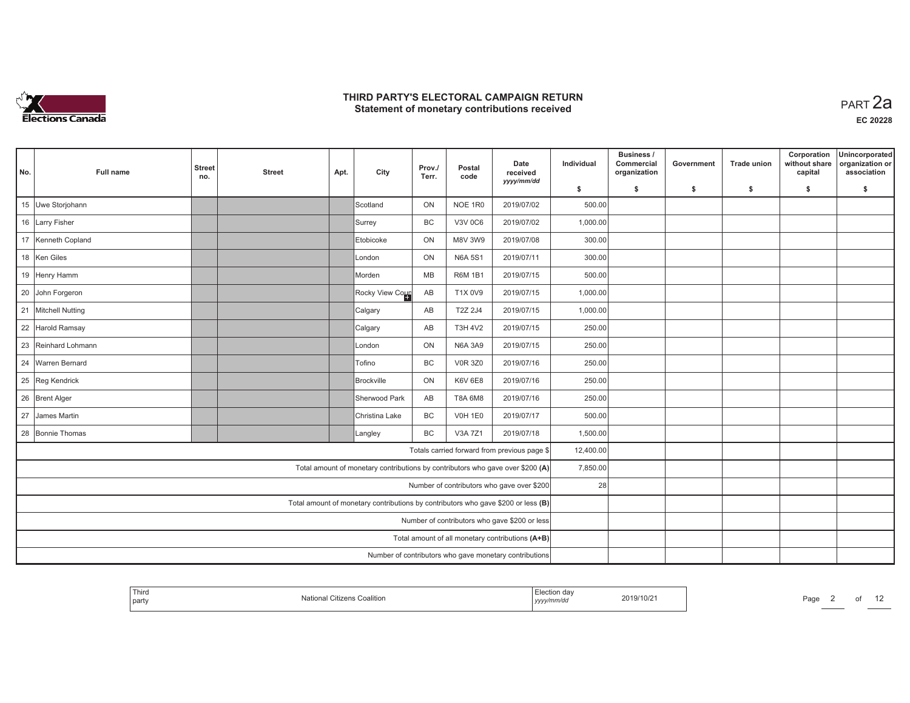# THIRD PARTY'S ELECTORAL CAMPAIGN RETURN
## Statement of monetary contributions received

PART 2a

EC 20228

| No. | Full name | Street no. | Street | Apt. | City | Prov./ Terr. | Postal code | Date received yyyy/mm/dd | Individual $ | Business / Commercial organization $ | Government $ | Trade union $ | Corporation without share capital $ | Unincorporated organization or association $ |
|---|---|---|---|---|---|---|---|---|---|---|---|---|---|---|
| 15 | Uwe Storjohann | | | | Scotland | ON | NOE 1R0 | 2019/07/02 | 500.00 | | | | | |
| 16 | Larry Fisher | | | | Surrey | BC | V3V 0C6 | 2019/07/02 | 1,000.00 | | | | | |
| 17 | Kenneth Copland | | | | Etobicoke | ON | M8V 3W9 | 2019/07/08 | 300.00 | | | | | |
| 18 | Ken Giles | | | | London | ON | N6A 5S1 | 2019/07/11 | 300.00 | | | | | |
| 19 | Henry Hamm | | | | Morden | MB | R6M 1B1 | 2019/07/15 | 500.00 | | | | | |
| 20 | John Forgeron | | | | Rocky View Coun | AB | T1X 0V9 | 2019/07/15 | 1,000.00 | | | | | |
| 21 | Mitchell Nutting | | | | Calgary | AB | T2Z 2J4 | 2019/07/15 | 1,000.00 | | | | | |
| 22 | Harold Ramsay | | | | Calgary | AB | T3H 4V2 | 2019/07/15 | 250.00 | | | | | |
| 23 | Reinhard Lohmann | | | | London | ON | N6A 3A9 | 2019/07/15 | 250.00 | | | | | |
| 24 | Warren Bernard | | | | Tofino | BC | V0R 3Z0 | 2019/07/16 | 250.00 | | | | | |
| 25 | Reg Kendrick | | | | Brockville | ON | K6V 6E8 | 2019/07/16 | 250.00 | | | | | |
| 26 | Brent Alger | | | | Sherwood Park | AB | T8A 6M8 | 2019/07/16 | 250.00 | | | | | |
| 27 | James Martin | | | | Christina Lake | BC | V0H 1E0 | 2019/07/17 | 500.00 | | | | | |
| 28 | Bonnie Thomas | | | | Langley | BC | V3A 7Z1 | 2019/07/18 | 1,500.00 | | | | | |
| | Totals carried forward from previous page $ | | | | | | | | 12,400.00 | | | | | |
| | Total amount of monetary contributions by contributors who gave over $200 (A) | | | | | | | | 7,850.00 | | | | | |
| | Number of contributors who gave over $200 | | | | | | | | 28 | | | | | |
| | Total amount of monetary contributions by contributors who gave $200 or less (B) | | | | | | | | | | | | | |
| | Number of contributors who gave $200 or less | | | | | | | | | | | | | |
| | Total amount of all monetary contributions (A+B) | | | | | | | | | | | | | |
| | Number of contributors who gave monetary contributions | | | | | | | | | | | | | |

| Third party | National Citizens Coalition | Election day yyyy/mm/dd | 2019/10/21 |
|---|---|---|---|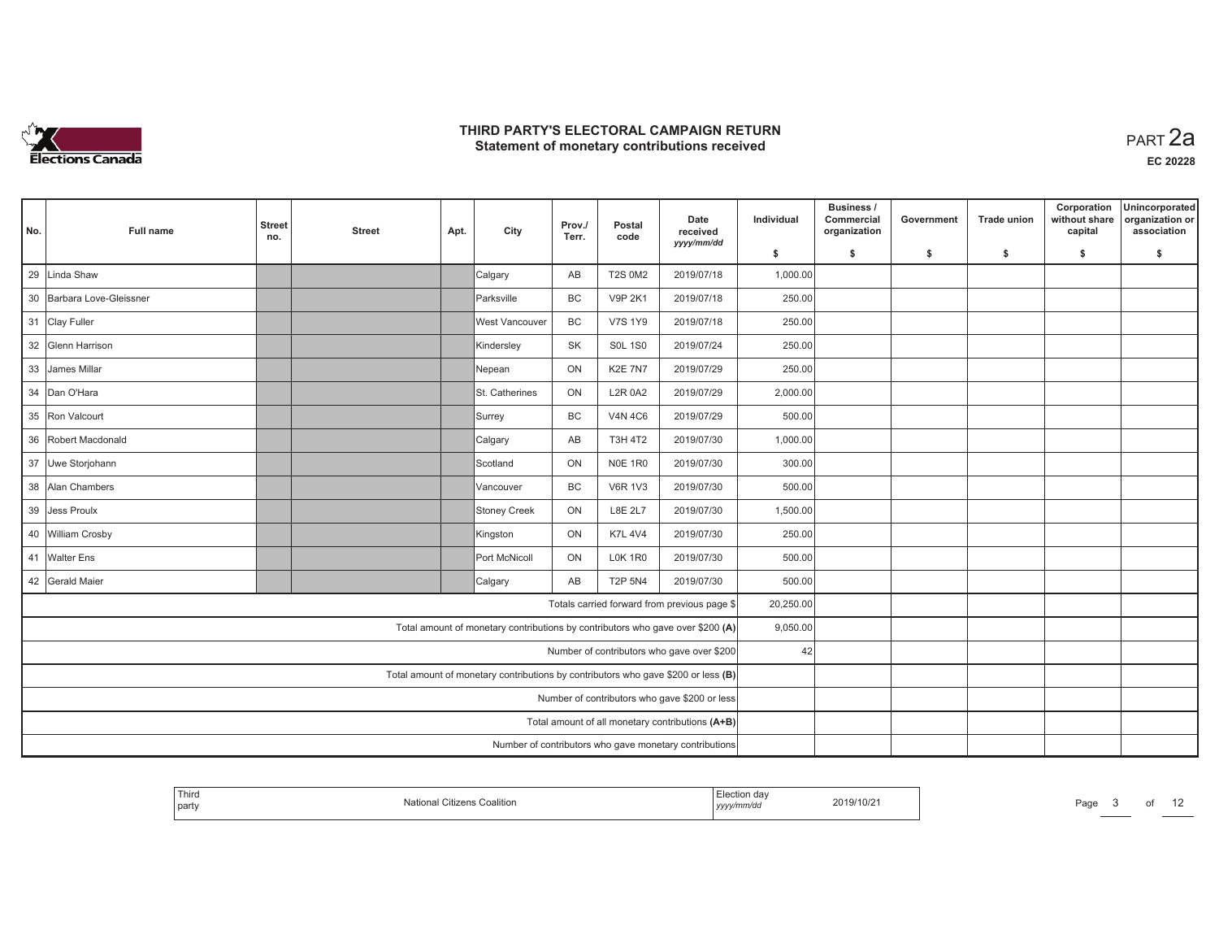# THIRD PARTY'S ELECTORAL CAMPAIGN RETURN
## Statement of monetary contributions received

PART 2a

EC 20228

| No. | Full name | Street no. | Street | Apt. | City | Prov./ Terr. | Postal code | Date received yyyy/mm/dd | Individual $ | Business / Commercial organization $ | Government $ | Trade union $ | Corporation without share capital $ | Unincorporated organization or association $ |
|---|---|---|---|---|---|---|---|---|---|---|---|---|---|---|
| 29 | Linda Shaw | | | | Calgary | AB | T2S 0M2 | 2019/07/18 | 1,000.00 | | | | | |
| 30 | Barbara Love-Gleissner | | | | Parksville | BC | V9P 2K1 | 2019/07/18 | 250.00 | | | | | |
| 31 | Clay Fuller | | | | West Vancouver | BC | V7S 1Y9 | 2019/07/18 | 250.00 | | | | | |
| 32 | Glenn Harrison | | | | Kindersley | SK | S0L 1S0 | 2019/07/24 | 250.00 | | | | | |
| 33 | James Millar | | | | Nepean | ON | K2E 7N7 | 2019/07/29 | 250.00 | | | | | |
| 34 | Dan O'Hara | | | | St. Catherines | ON | L2R 0A2 | 2019/07/29 | 2,000.00 | | | | | |
| 35 | Ron Valcourt | | | | Surrey | BC | V4N 4C6 | 2019/07/29 | 500.00 | | | | | |
| 36 | Robert Macdonald | | | | Calgary | AB | T3H 4T2 | 2019/07/30 | 1,000.00 | | | | | |
| 37 | Uwe Storjohann | | | | Scotland | ON | N0E 1R0 | 2019/07/30 | 300.00 | | | | | |
| 38 | Alan Chambers | | | | Vancouver | BC | V6R 1V3 | 2019/07/30 | 500.00 | | | | | |
| 39 | Jess Proulx | | | | Stoney Creek | ON | L8E 2L7 | 2019/07/30 | 1,500.00 | | | | | |
| 40 | William Crosby | | | | Kingston | ON | K7L 4V4 | 2019/07/30 | 250.00 | | | | | |
| 41 | Walter Ens | | | | Port McNicoll | ON | L0K 1R0 | 2019/07/30 | 500.00 | | | | | |
| 42 | Gerald Maier | | | | Calgary | AB | T2P 5N4 | 2019/07/30 | 500.00 | | | | | |
| | Totals carried forward from previous page $ | | | | | | | | 20,250.00 | | | | | |
| | Total amount of monetary contributions by contributors who gave over $200 (A) | | | | | | | | 9,050.00 | | | | | |
| | Number of contributors who gave over $200 | | | | | | | | 42 | | | | | |
| | Total amount of monetary contributions by contributors who gave $200 or less (B) | | | | | | | | | | | | | |
| | Number of contributors who gave $200 or less | | | | | | | | | | | | | |
| | Total amount of all monetary contributions (A+B) | | | | | | | | | | | | | |
| | Number of contributors who gave monetary contributions | | | | | | | | | | | | | |

| Third party | National Citizens Coalition | Election day yyyy/mm/dd | 2019/10/21 |
|---|---|---|---|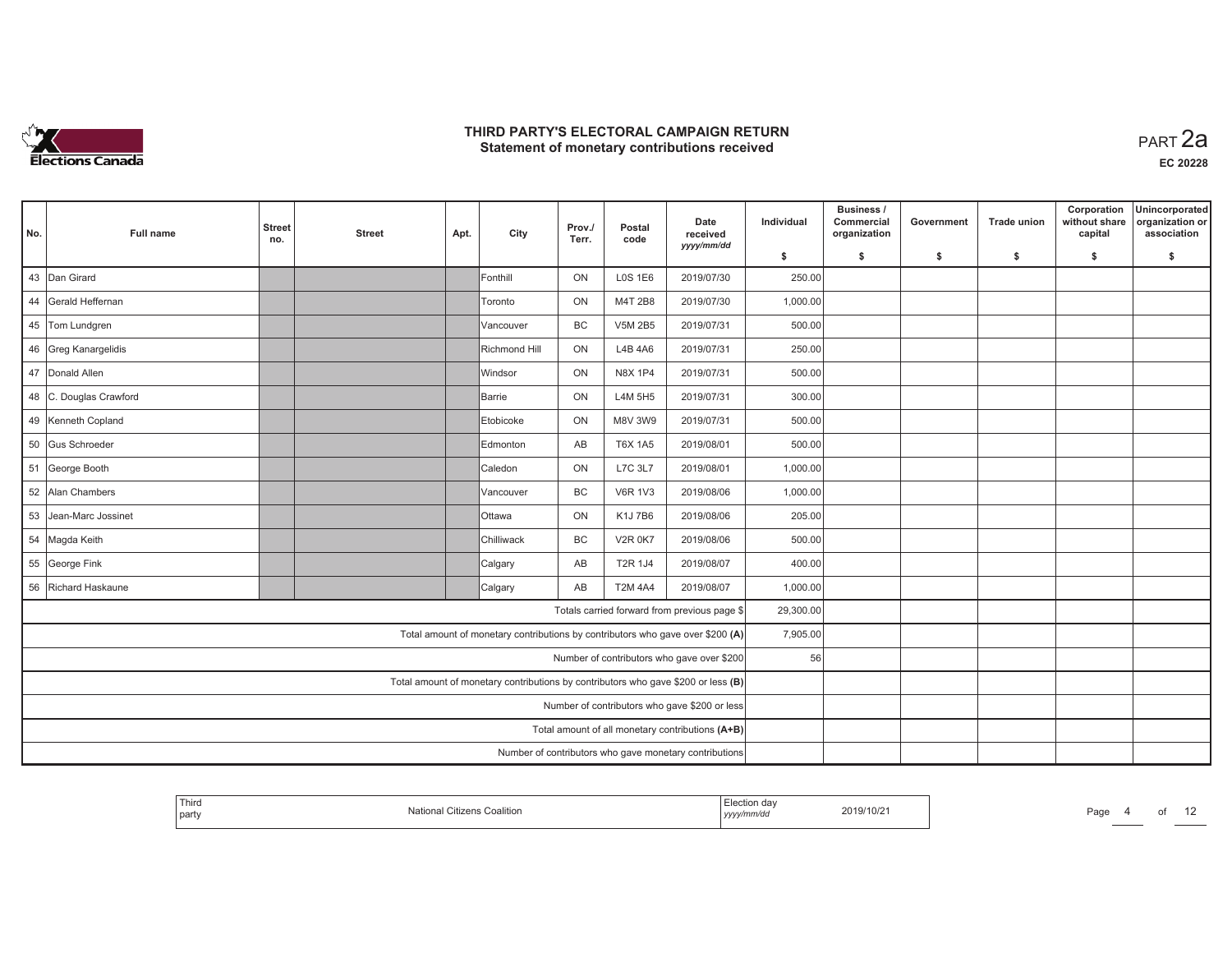# THIRD PARTY'S ELECTORAL CAMPAIGN RETURN
## Statement of monetary contributions received

PART 2a

EC 20228

| No. | Full name | Street no. | Street | Apt. | City | Prov./ Terr. | Postal code | Date received yyyy/mm/dd | Individual $ | Business / Commercial organization $ | Government $ | Trade union $ | Corporation without share capital $ | Unincorporated organization or association $ |
|---|---|---|---|---|---|---|---|---|---|---|---|---|---|---|
| 43 | Dan Girard | | | | Fonthill | ON | L0S 1E6 | 2019/07/30 | 250.00 | | | | | |
| 44 | Gerald Heffernan | | | | Toronto | ON | M4T 2B8 | 2019/07/30 | 1,000.00 | | | | | |
| 45 | Tom Lundgren | | | | Vancouver | BC | V5M 2B5 | 2019/07/31 | 500.00 | | | | | |
| 46 | Greg Kanargelidis | | | | Richmond Hill | ON | L4B 4A6 | 2019/07/31 | 250.00 | | | | | |
| 47 | Donald Allen | | | | Windsor | ON | N8X 1P4 | 2019/07/31 | 500.00 | | | | | |
| 48 | C. Douglas Crawford | | | | Barrie | ON | L4M 5H5 | 2019/07/31 | 300.00 | | | | | |
| 49 | Kenneth Copland | | | | Etobicoke | ON | M8V 3W9 | 2019/07/31 | 500.00 | | | | | |
| 50 | Gus Schroeder | | | | Edmonton | AB | T6X 1A5 | 2019/08/01 | 500.00 | | | | | |
| 51 | George Booth | | | | Caledon | ON | L7C 3L7 | 2019/08/01 | 1,000.00 | | | | | |
| 52 | Alan Chambers | | | | Vancouver | BC | V6R 1V3 | 2019/08/06 | 1,000.00 | | | | | |
| 53 | Jean-Marc Jossinet | | | | Ottawa | ON | K1J 7B6 | 2019/08/06 | 205.00 | | | | | |
| 54 | Magda Keith | | | | Chilliwack | BC | V2R 0K7 | 2019/08/06 | 500.00 | | | | | |
| 55 | George Fink | | | | Calgary | AB | T2R 1J4 | 2019/08/07 | 400.00 | | | | | |
| 56 | Richard Haskaune | | | | Calgary | AB | T2M 4A4 | 2019/08/07 | 1,000.00 | | | | | |
| | Totals carried forward from previous page $ | | | | | | | | 29,300.00 | | | | | |
| | Total amount of monetary contributions by contributors who gave over $200 (A) | | | | | | | | 7,905.00 | | | | | |
| | Number of contributors who gave over $200 | | | | | | | | 56 | | | | | |
| | Total amount of monetary contributions by contributors who gave $200 or less (B) | | | | | | | | | | | | | |
| | Number of contributors who gave $200 or less | | | | | | | | | | | | | |
| | Total amount of all monetary contributions (A+B) | | | | | | | | | | | | | |
| | Number of contributors who gave monetary contributions | | | | | | | | | | | | | |

Third party: National Citizens Coalition

Election day (yyyy/mm/dd): 2019/10/21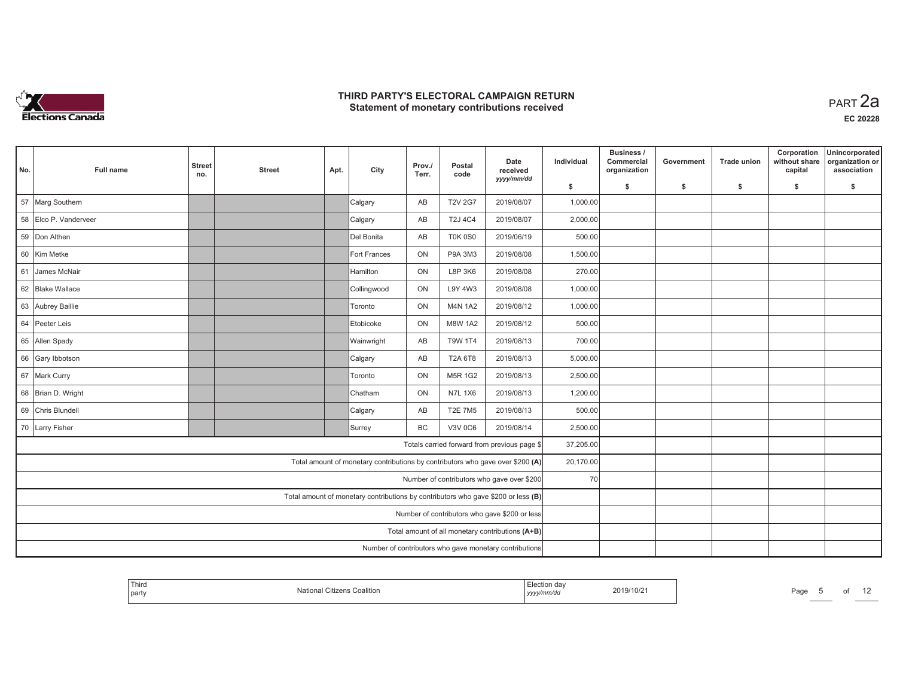# THIRD PARTY'S ELECTORAL CAMPAIGN RETURN
## Statement of monetary contributions received

PART 2a

**EC 20228**

| No. | Full name | Street no. | Street | Apt. | City | Prov./ Terr. | Postal code | Date received yyyy/mm/dd | Individual $ | Business / Commercial organization $ | Government $ | Trade union $ | Corporation without share capital $ | Unincorporated organization or association $ |
|---|---|---|---|---|---|---|---|---|---|---|---|---|---|---|
| 57 | Marg Southern | | | | Calgary | AB | T2V 2G7 | 2019/08/07 | 1,000.00 | | | | | |
| 58 | Elco P. Vanderveer | | | | Calgary | AB | T2J 4C4 | 2019/08/07 | 2,000.00 | | | | | |
| 59 | Don Althen | | | | Del Bonita | AB | T0K 0S0 | 2019/06/19 | 500.00 | | | | | |
| 60 | Kim Metke | | | | Fort Frances | ON | P9A 3M3 | 2019/08/08 | 1,500.00 | | | | | |
| 61 | James McNair | | | | Hamilton | ON | L8P 3K6 | 2019/08/08 | 270.00 | | | | | |
| 62 | Blake Wallace | | | | Collingwood | ON | L9Y 4W3 | 2019/08/08 | 1,000.00 | | | | | |
| 63 | Aubrey Baillie | | | | Toronto | ON | M4N 1A2 | 2019/08/12 | 1,000.00 | | | | | |
| 64 | Peeter Leis | | | | Etobicoke | ON | M8W 1A2 | 2019/08/12 | 500.00 | | | | | |
| 65 | Allen Spady | | | | Wainwright | AB | T9W 1T4 | 2019/08/13 | 700.00 | | | | | |
| 66 | Gary Ibbotson | | | | Calgary | AB | T2A 6T8 | 2019/08/13 | 5,000.00 | | | | | |
| 67 | Mark Curry | | | | Toronto | ON | M5R 1G2 | 2019/08/13 | 2,500.00 | | | | | |
| 68 | Brian D. Wright | | | | Chatham | ON | N7L 1X6 | 2019/08/13 | 1,200.00 | | | | | |
| 69 | Chris Blundell | | | | Calgary | AB | T2E 7M5 | 2019/08/13 | 500.00 | | | | | |
| 70 | Larry Fisher | | | | Surrey | BC | V3V 0C6 | 2019/08/14 | 2,500.00 | | | | | |
| | Totals carried forward from previous page $ | | | | | | | | 37,205.00 | | | | | |
| | Total amount of monetary contributions by contributors who gave over $200 (A) | | | | | | | | 20,170.00 | | | | | |
| | Number of contributors who gave over $200 | | | | | | | | 70 | | | | | |
| | Total amount of monetary contributions by contributors who gave $200 or less (B) | | | | | | | | | | | | | |
| | Number of contributors who gave $200 or less | | | | | | | | | | | | | |
| | Total amount of all monetary contributions (A+B) | | | | | | | | | | | | | |
| | Number of contributors who gave monetary contributions | | | | | | | | | | | | | |

| Third party | National Citizens Coalition | Election day yyyy/mm/dd | 2019/10/21 |
|---|---|---|---|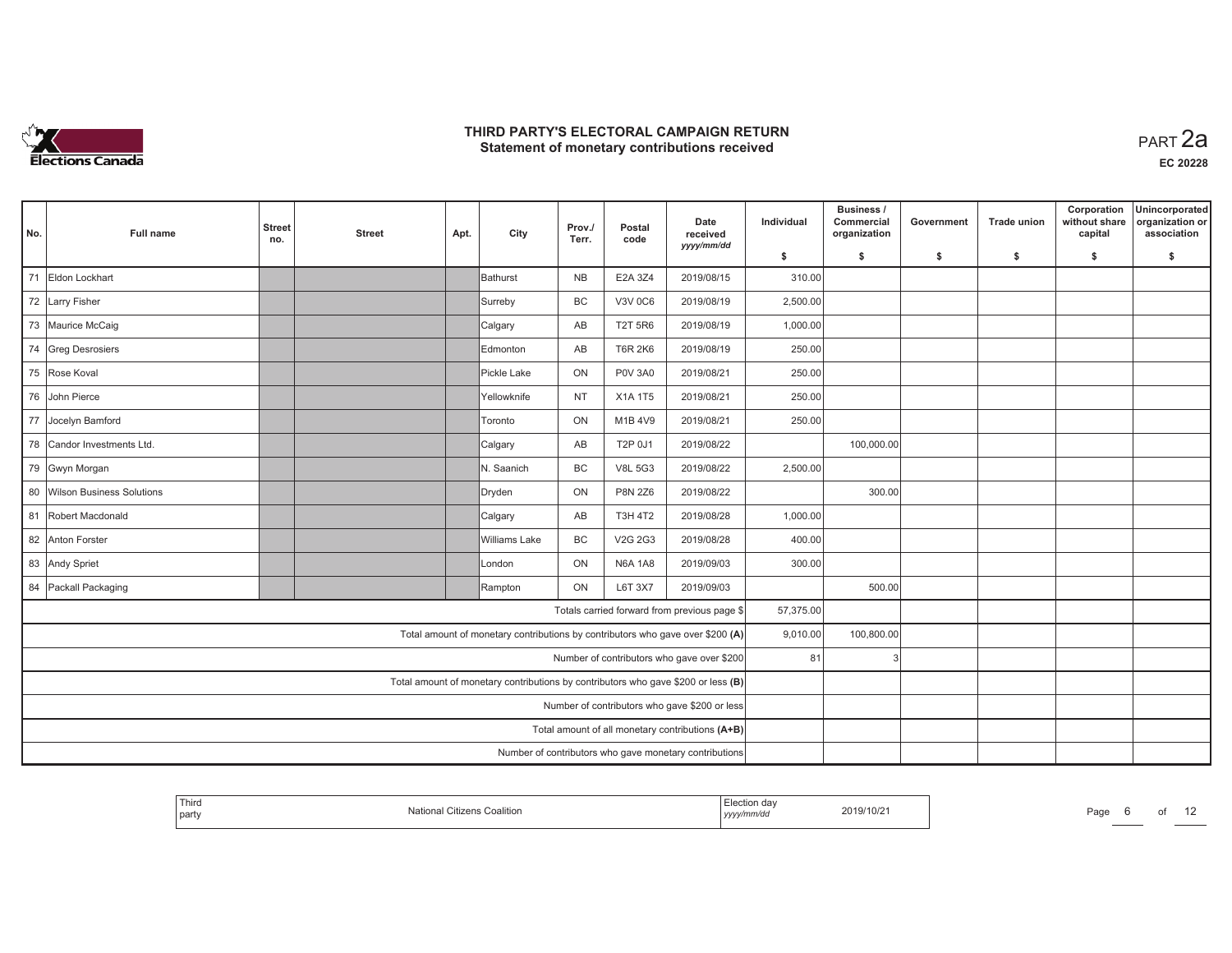# THIRD PARTY'S ELECTORAL CAMPAIGN RETURN
## Statement of monetary contributions received

PART 2a

EC 20228

| No. | Full name | Street no. | Street | Apt. | City | Prov./Terr. | Postal code | Date received yyyy/mm/dd | Individual $ | Business / Commercial organization $ | Government $ | Trade union $ | Corporation without share capital $ | Unincorporated organization or association $ |
|---|---|---|---|---|---|---|---|---|---|---|---|---|---|---|
| 71 | Eldon Lockhart | | | | Bathurst | NB | E2A 3Z4 | 2019/08/15 | 310.00 | | | | | |
| 72 | Larry Fisher | | | | Surreby | BC | V3V 0C6 | 2019/08/19 | 2,500.00 | | | | | |
| 73 | Maurice McCaig | | | | Calgary | AB | T2T 5R6 | 2019/08/19 | 1,000.00 | | | | | |
| 74 | Greg Desrosiers | | | | Edmonton | AB | T6R 2K6 | 2019/08/19 | 250.00 | | | | | |
| 75 | Rose Koval | | | | Pickle Lake | ON | P0V 3A0 | 2019/08/21 | 250.00 | | | | | |
| 76 | John Pierce | | | | Yellowknife | NT | X1A 1T5 | 2019/08/21 | 250.00 | | | | | |
| 77 | Jocelyn Bamford | | | | Toronto | ON | M1B 4V9 | 2019/08/21 | 250.00 | | | | | |
| 78 | Candor Investments Ltd. | | | | Calgary | AB | T2P 0J1 | 2019/08/22 | | 100,000.00 | | | | |
| 79 | Gwyn Morgan | | | | N. Saanich | BC | V8L 5G3 | 2019/08/22 | 2,500.00 | | | | | |
| 80 | Wilson Business Solutions | | | | Dryden | ON | P8N 2Z6 | 2019/08/22 | | 300.00 | | | | |
| 81 | Robert Macdonald | | | | Calgary | AB | T3H 4T2 | 2019/08/28 | 1,000.00 | | | | | |
| 82 | Anton Forster | | | | Williams Lake | BC | V2G 2G3 | 2019/08/28 | 400.00 | | | | | |
| 83 | Andy Spriet | | | | London | ON | N6A 1A8 | 2019/09/03 | 300.00 | | | | | |
| 84 | Packall Packaging | | | | Rampton | ON | L6T 3X7 | 2019/09/03 | | 500.00 | | | | |
| | Totals carried forward from previous page $ | | | | | | | | 57,375.00 | | | | | |
| | Total amount of monetary contributions by contributors who gave over $200 (A) | | | | | | | | 9,010.00 | 100,800.00 | | | | |
| | Number of contributors who gave over $200 | | | | | | | | 81 | 3 | | | | |
| | Total amount of monetary contributions by contributors who gave $200 or less (B) | | | | | | | | | | | | | |
| | Number of contributors who gave $200 or less | | | | | | | | | | | | | |
| | Total amount of all monetary contributions (A+B) | | | | | | | | | | | | | |
| | Number of contributors who gave monetary contributions | | | | | | | | | | | | | |

| Third party | National Citizens Coalition | Election day yyyy/mm/dd | 2019/10/21 |
|---|---|---|---|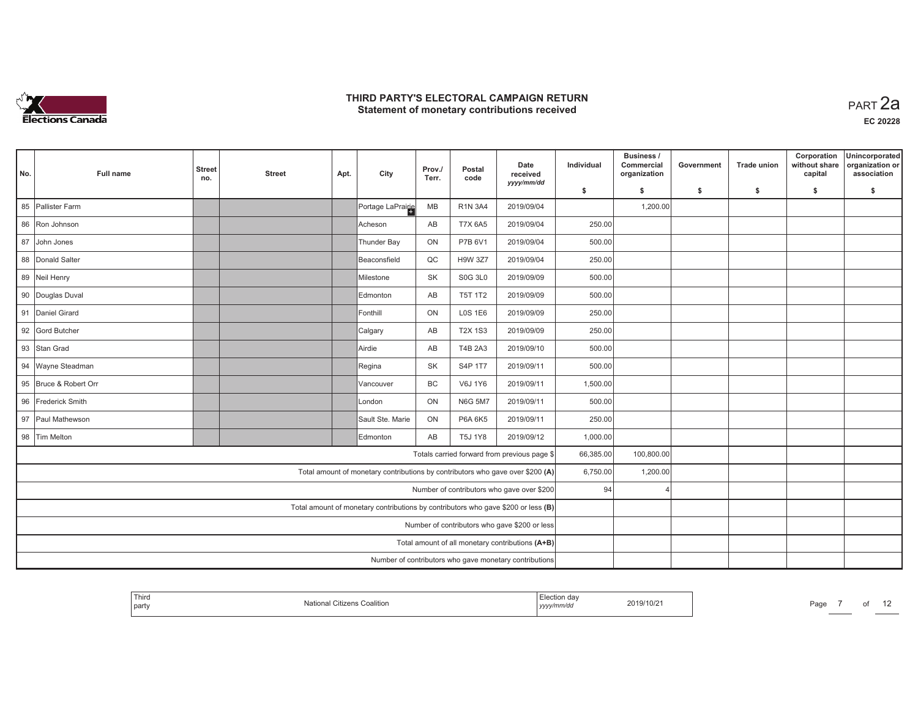# THIRD PARTY'S ELECTORAL CAMPAIGN RETURN
## Statement of monetary contributions received

PART 2a

EC 20228

| No. | Full name | Street no. | Street | Apt. | City | Prov./ Terr. | Postal code | Date received yyyy/mm/dd | Individual $ | Business / Commercial organization $ | Government $ | Trade union $ | Corporation without share capital $ | Unincorporated organization or association $ |
|---|---|---|---|---|---|---|---|---|---|---|---|---|---|---|
| 85 | Pallister Farm | | | | Portage LaPrairie | MB | R1N 3A4 | 2019/09/04 | | 1,200.00 | | | | |
| 86 | Ron Johnson | | | | Acheson | AB | T7X 6A5 | 2019/09/04 | 250.00 | | | | | |
| 87 | John Jones | | | | Thunder Bay | ON | P7B 6V1 | 2019/09/04 | 500.00 | | | | | |
| 88 | Donald Salter | | | | Beaconsfield | QC | H9W 3Z7 | 2019/09/04 | 250.00 | | | | | |
| 89 | Neil Henry | | | | Milestone | SK | S0G 3L0 | 2019/09/09 | 500.00 | | | | | |
| 90 | Douglas Duval | | | | Edmonton | AB | T5T 1T2 | 2019/09/09 | 500.00 | | | | | |
| 91 | Daniel Girard | | | | Fonthill | ON | L0S 1E6 | 2019/09/09 | 250.00 | | | | | |
| 92 | Gord Butcher | | | | Calgary | AB | T2X 1S3 | 2019/09/09 | 250.00 | | | | | |
| 93 | Stan Grad | | | | Airdie | AB | T4B 2A3 | 2019/09/10 | 500.00 | | | | | |
| 94 | Wayne Steadman | | | | Regina | SK | S4P 1T7 | 2019/09/11 | 500.00 | | | | | |
| 95 | Bruce & Robert Orr | | | | Vancouver | BC | V6J 1Y6 | 2019/09/11 | 1,500.00 | | | | | |
| 96 | Frederick Smith | | | | London | ON | N6G 5M7 | 2019/09/11 | 500.00 | | | | | |
| 97 | Paul Mathewson | | | | Sault Ste. Marie | ON | P6A 6K5 | 2019/09/11 | 250.00 | | | | | |
| 98 | Tim Melton | | | | Edmonton | AB | T5J 1Y8 | 2019/09/12 | 1,000.00 | | | | | |
| | Totals carried forward from previous page $ | | | | | | | | 66,385.00 | 100,800.00 | | | | |
| | Total amount of monetary contributions by contributors who gave over $200 (A) | | | | | | | | 6,750.00 | 1,200.00 | | | | |
| | Number of contributors who gave over $200 | | | | | | | | 94 | 4 | | | | |
| | Total amount of monetary contributions by contributors who gave $200 or less (B) | | | | | | | | | | | | | |
| | Number of contributors who gave $200 or less | | | | | | | | | | | | | |
| | Total amount of all monetary contributions (A+B) | | | | | | | | | | | | | |
| | Number of contributors who gave monetary contributions | | | | | | | | | | | | | |

| Third party | National Citizens Coalition | Election day yyyy/mm/dd | 2019/10/21 |
|---|---|---|---|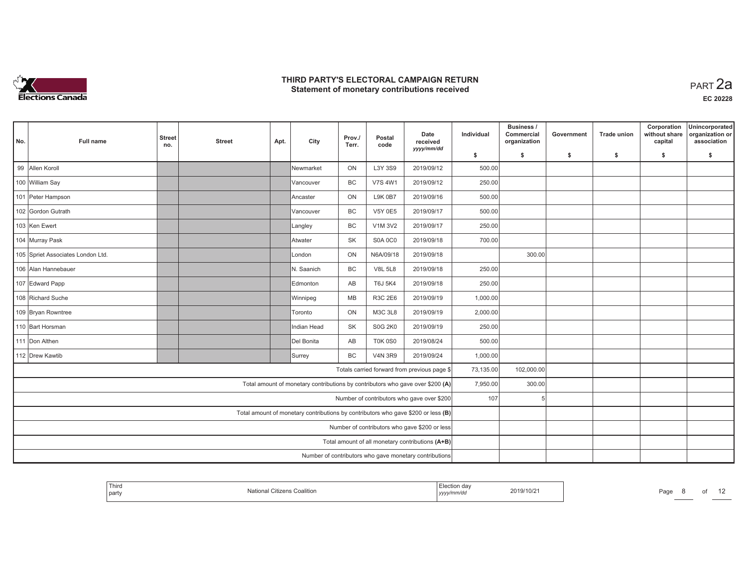# THIRD PARTY'S ELECTORAL CAMPAIGN RETURN
## Statement of monetary contributions received

PART 2a

EC 20228

| No. | Full name | Street no. | Street | Apt. | City | Prov./ Terr. | Postal code | Date received yyyy/mm/dd | Individual $ | Business / Commercial organization $ | Government $ | Trade union $ | Corporation without share capital $ | Unincorporated organization or association $ |
|---|---|---|---|---|---|---|---|---|---|---|---|---|---|---|
| 99 | Allen Koroll | | | | Newmarket | ON | L3Y 3S9 | 2019/09/12 | 500.00 | | | | | |
| 100 | William Say | | | | Vancouver | BC | V7S 4W1 | 2019/09/12 | 250.00 | | | | | |
| 101 | Peter Hampson | | | | Ancaster | ON | L9K 0B7 | 2019/09/16 | 500.00 | | | | | |
| 102 | Gordon Gutrath | | | | Vancouver | BC | V5Y 0E5 | 2019/09/17 | 500.00 | | | | | |
| 103 | Ken Ewert | | | | Langley | BC | V1M 3V2 | 2019/09/17 | 250.00 | | | | | |
| 104 | Murray Pask | | | | Atwater | SK | S0A 0C0 | 2019/09/18 | 700.00 | | | | | |
| 105 | Spriet Associates London Ltd. | | | | London | ON | N6A/09/18 | 2019/09/18 | | 300.00 | | | | |
| 106 | Alan Hannebauer | | | | N. Saanich | BC | V8L 5L8 | 2019/09/18 | 250.00 | | | | | |
| 107 | Edward Papp | | | | Edmonton | AB | T6J 5K4 | 2019/09/18 | 250.00 | | | | | |
| 108 | Richard Suche | | | | Winnipeg | MB | R3C 2E6 | 2019/09/19 | 1,000.00 | | | | | |
| 109 | Bryan Rowntree | | | | Toronto | ON | M3C 3L8 | 2019/09/19 | 2,000.00 | | | | | |
| 110 | Bart Horsman | | | | Indian Head | SK | S0G 2K0 | 2019/09/19 | 250.00 | | | | | |
| 111 | Don Althen | | | | Del Bonita | AB | T0K 0S0 | 2019/08/24 | 500.00 | | | | | |
| 112 | Drew Kawtib | | | | Surrey | BC | V4N 3R9 | 2019/09/24 | 1,000.00 | | | | | |
| | Totals carried forward from previous page $ | | | | | | | | 73,135.00 | 102,000.00 | | | | |
| | Total amount of monetary contributions by contributors who gave over $200 (A) | | | | | | | | 7,950.00 | 300.00 | | | | |
| | Number of contributors who gave over $200 | | | | | | | | 107 | 5 | | | | |
| | Total amount of monetary contributions by contributors who gave $200 or less (B) | | | | | | | | | | | | | |
| | Number of contributors who gave $200 or less | | | | | | | | | | | | | |
| | Total amount of all monetary contributions (A+B) | | | | | | | | | | | | | |
| | Number of contributors who gave monetary contributions | | | | | | | | | | | | | |

Third party: National Citizens Coalition

Election day yyyy/mm/dd: 2019/10/21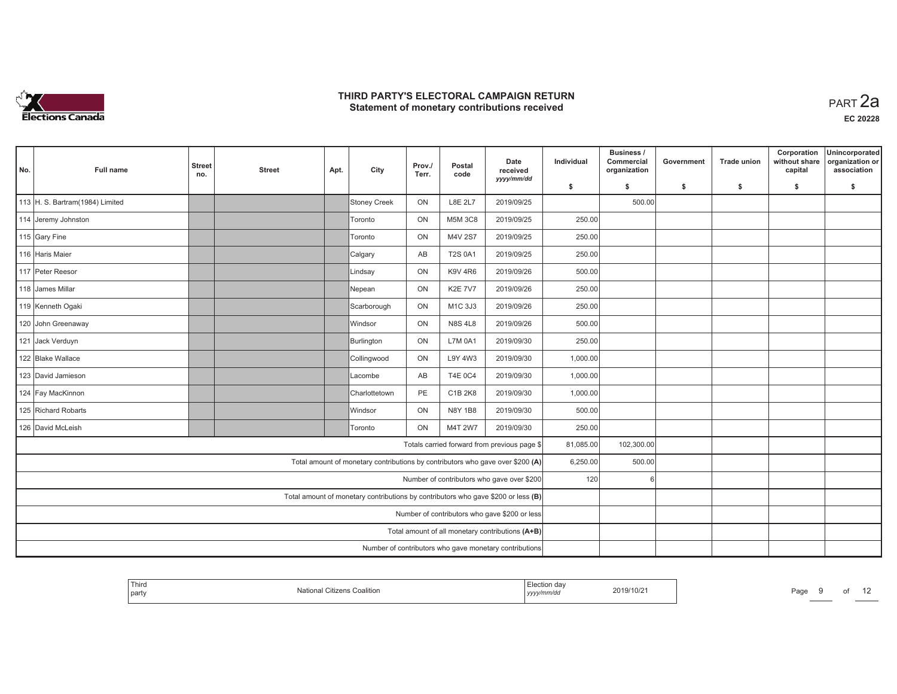# THIRD PARTY'S ELECTORAL CAMPAIGN RETURN
## Statement of monetary contributions received

PART 2a

EC 20228

| No. | Full name | Street no. | Street | Apt. | City | Prov./ Terr. | Postal code | Date received yyyy/mm/dd | Individual $ | Business / Commercial organization $ | Government $ | Trade union $ | Corporation without share capital $ | Unincorporated organization or association $ |
|---|---|---|---|---|---|---|---|---|---|---|---|---|---|---|
| 113 | H. S. Bartram(1984) Limited | | | | Stoney Creek | ON | L8E 2L7 | 2019/09/25 | | 500.00 | | | | |
| 114 | Jeremy Johnston | | | | Toronto | ON | M5M 3C8 | 2019/09/25 | 250.00 | | | | | |
| 115 | Gary Fine | | | | Toronto | ON | M4V 2S7 | 2019/09/25 | 250.00 | | | | | |
| 116 | Haris Maier | | | | Calgary | AB | T2S 0A1 | 2019/09/25 | 250.00 | | | | | |
| 117 | Peter Reesor | | | | Lindsay | ON | K9V 4R6 | 2019/09/26 | 500.00 | | | | | |
| 118 | James Millar | | | | Nepean | ON | K2E 7V7 | 2019/09/26 | 250.00 | | | | | |
| 119 | Kenneth Ogaki | | | | Scarborough | ON | M1C 3J3 | 2019/09/26 | 250.00 | | | | | |
| 120 | John Greenaway | | | | Windsor | ON | N8S 4L8 | 2019/09/26 | 500.00 | | | | | |
| 121 | Jack Verduyn | | | | Burlington | ON | L7M 0A1 | 2019/09/30 | 250.00 | | | | | |
| 122 | Blake Wallace | | | | Collingwood | ON | L9Y 4W3 | 2019/09/30 | 1,000.00 | | | | | |
| 123 | David Jamieson | | | | Lacombe | AB | T4E 0C4 | 2019/09/30 | 1,000.00 | | | | | |
| 124 | Fay MacKinnon | | | | Charlottetown | PE | C1B 2K8 | 2019/09/30 | 1,000.00 | | | | | |
| 125 | Richard Robarts | | | | Windsor | ON | N8Y 1B8 | 2019/09/30 | 500.00 | | | | | |
| 126 | David McLeish | | | | Toronto | ON | M4T 2W7 | 2019/09/30 | 250.00 | | | | | |
| | Totals carried forward from previous page $ | | | | | | | | 81,085.00 | 102,300.00 | | | | |
| | Total amount of monetary contributions by contributors who gave over $200 (A) | | | | | | | | 6,250.00 | 500.00 | | | | |
| | Number of contributors who gave over $200 | | | | | | | | 120 | 6 | | | | |
| | Total amount of monetary contributions by contributors who gave $200 or less (B) | | | | | | | | | | | | | |
| | Number of contributors who gave $200 or less | | | | | | | | | | | | | |
| | Total amount of all monetary contributions (A+B) | | | | | | | | | | | | | |
| | Number of contributors who gave monetary contributions | | | | | | | | | | | | | |

| Third party | National Citizens Coalition | Election day yyyy/mm/dd | 2019/10/21 |
|---|---|---|---|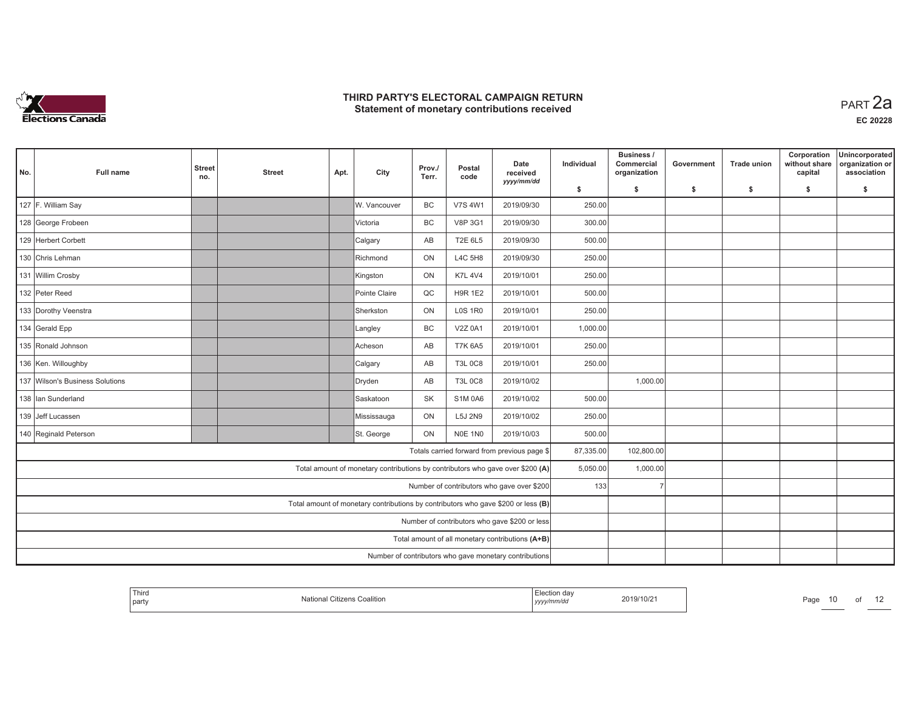# THIRD PARTY'S ELECTORAL CAMPAIGN RETURN
## Statement of monetary contributions received

PART 2a

EC 20228

| No. | Full name | Street no. | Street | Apt. | City | Prov./Terr. | Postal code | Date received yyyy/mm/dd | Individual $ | Business / Commercial organization $ | Government $ | Trade union $ | Corporation without share capital $ | Unincorporated organization or association $ |
|---|---|---|---|---|---|---|---|---|---|---|---|---|---|---|
| 127 | F. William Say | | | | W. Vancouver | BC | V7S 4W1 | 2019/09/30 | 250.00 | | | | | |
| 128 | George Frobeen | | | | Victoria | BC | V8P 3G1 | 2019/09/30 | 300.00 | | | | | |
| 129 | Herbert Corbett | | | | Calgary | AB | T2E 6L5 | 2019/09/30 | 500.00 | | | | | |
| 130 | Chris Lehman | | | | Richmond | ON | L4C 5H8 | 2019/09/30 | 250.00 | | | | | |
| 131 | Willim Crosby | | | | Kingston | ON | K7L 4V4 | 2019/10/01 | 250.00 | | | | | |
| 132 | Peter Reed | | | | Pointe Claire | QC | H9R 1E2 | 2019/10/01 | 500.00 | | | | | |
| 133 | Dorothy Veenstra | | | | Sherkston | ON | L0S 1R0 | 2019/10/01 | 250.00 | | | | | |
| 134 | Gerald Epp | | | | Langley | BC | V2Z 0A1 | 2019/10/01 | 1,000.00 | | | | | |
| 135 | Ronald Johnson | | | | Acheson | AB | T7K 6A5 | 2019/10/01 | 250.00 | | | | | |
| 136 | Ken. Willoughby | | | | Calgary | AB | T3L 0C8 | 2019/10/01 | 250.00 | | | | | |
| 137 | Wilson's Business Solutions | | | | Dryden | AB | T3L 0C8 | 2019/10/02 | | 1,000.00 | | | | |
| 138 | Ian Sunderland | | | | Saskatoon | SK | S1M 0A6 | 2019/10/02 | 500.00 | | | | | |
| 139 | Jeff Lucassen | | | | Mississauga | ON | L5J 2N9 | 2019/10/02 | 250.00 | | | | | |
| 140 | Reginald Peterson | | | | St. George | ON | N0E 1N0 | 2019/10/03 | 500.00 | | | | | |
| | Totals carried forward from previous page $ | | | | | | | | 87,335.00 | 102,800.00 | | | | |
| | Total amount of monetary contributions by contributors who gave over $200 (A) | | | | | | | | 5,050.00 | 1,000.00 | | | | |
| | Number of contributors who gave over $200 | | | | | | | | 133 | 7 | | | | |
| | Total amount of monetary contributions by contributors who gave $200 or less (B) | | | | | | | | | | | | | |
| | Number of contributors who gave $200 or less | | | | | | | | | | | | | |
| | Total amount of all monetary contributions (A+B) | | | | | | | | | | | | | |
| | Number of contributors who gave monetary contributions | | | | | | | | | | | | | |

| Third party | National Citizens Coalition | Election day yyyy/mm/dd | 2019/10/21 |
|---|---|---|---|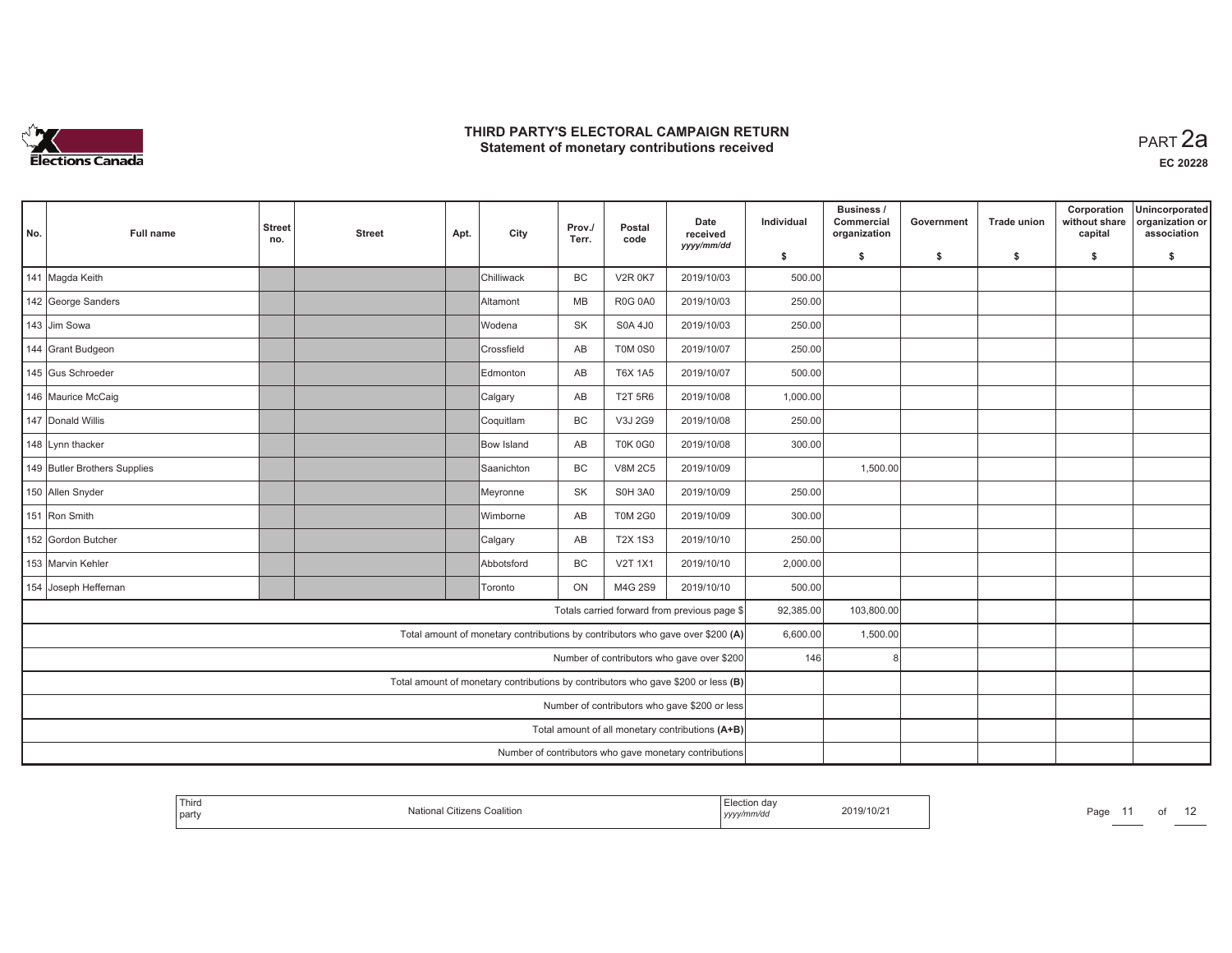# THIRD PARTY'S ELECTORAL CAMPAIGN RETURN
## Statement of monetary contributions received

PART 2a

EC 20228

| No. | Full name | Street no. | Street | Apt. | City | Prov./ Terr. | Postal code | Date received yyyy/mm/dd | Individual $ | Business / Commercial organization $ | Government $ | Trade union $ | Corporation without share capital $ | Unincorporated organization or association $ |
|---|---|---|---|---|---|---|---|---|---|---|---|---|---|---|
| 141 | Magda Keith | | | | Chilliwack | BC | V2R 0K7 | 2019/10/03 | 500.00 | | | | | |
| 142 | George Sanders | | | | Altamont | MB | R0G 0A0 | 2019/10/03 | 250.00 | | | | | |
| 143 | Jim Sowa | | | | Wodena | SK | S0A 4J0 | 2019/10/03 | 250.00 | | | | | |
| 144 | Grant Budgeon | | | | Crossfield | AB | T0M 0S0 | 2019/10/07 | 250.00 | | | | | |
| 145 | Gus Schroeder | | | | Edmonton | AB | T6X 1A5 | 2019/10/07 | 500.00 | | | | | |
| 146 | Maurice McCaig | | | | Calgary | AB | T2T 5R6 | 2019/10/08 | 1,000.00 | | | | | |
| 147 | Donald Willis | | | | Coquitlam | BC | V3J 2G9 | 2019/10/08 | 250.00 | | | | | |
| 148 | Lynn thacker | | | | Bow Island | AB | T0K 0G0 | 2019/10/08 | 300.00 | | | | | |
| 149 | Butler Brothers Supplies | | | | Saanichton | BC | V8M 2C5 | 2019/10/09 | | 1,500.00 | | | | |
| 150 | Allen Snyder | | | | Meyronne | SK | S0H 3A0 | 2019/10/09 | 250.00 | | | | | |
| 151 | Ron Smith | | | | Wimborne | AB | T0M 2G0 | 2019/10/09 | 300.00 | | | | | |
| 152 | Gordon Butcher | | | | Calgary | AB | T2X 1S3 | 2019/10/10 | 250.00 | | | | | |
| 153 | Marvin Kehler | | | | Abbotsford | BC | V2T 1X1 | 2019/10/10 | 2,000.00 | | | | | |
| 154 | Joseph Heffernan | | | | Toronto | ON | M4G 2S9 | 2019/10/10 | 500.00 | | | | | |
| Totals carried forward from previous page $ | | | | | | | | | 92,385.00 | 103,800.00 | | | | |
| Total amount of monetary contributions by contributors who gave over $200 (A) | | | | | | | | | 6,600.00 | 1,500.00 | | | | |
| Number of contributors who gave over $200 | | | | | | | | | 146 | 8 | | | | |
| Total amount of monetary contributions by contributors who gave $200 or less (B) | | | | | | | | | | | | | | |
| Number of contributors who gave $200 or less | | | | | | | | | | | | | | |
| Total amount of all monetary contributions (A+B) | | | | | | | | | | | | | | |
| Number of contributors who gave monetary contributions | | | | | | | | | | | | | | |

| Third party | National Citizens Coalition | Election day yyyy/mm/dd | 2019/10/21 |
|---|---|---|---|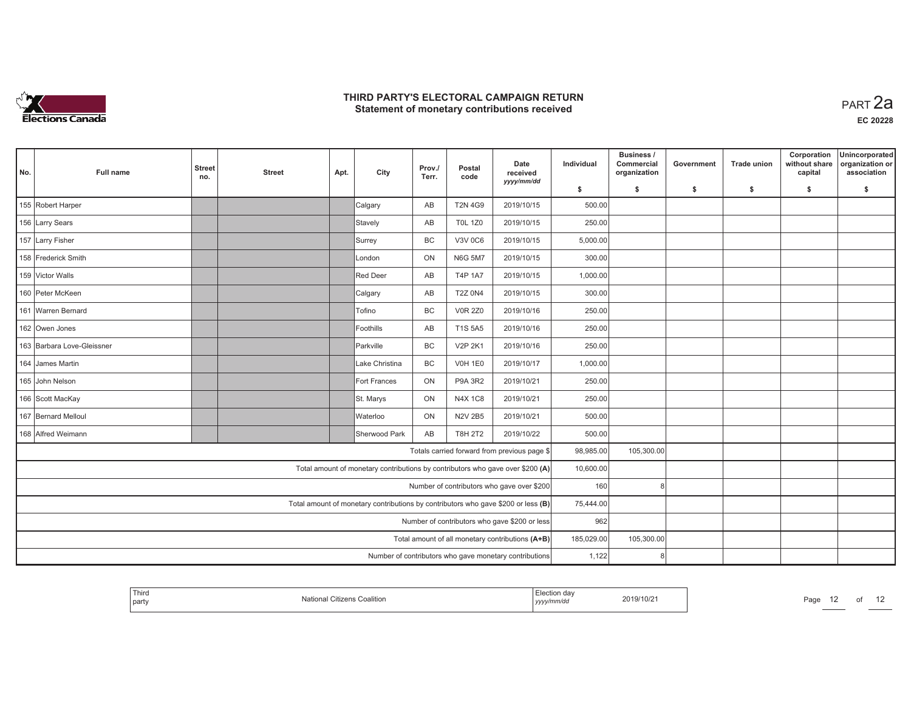# THIRD PARTY'S ELECTORAL CAMPAIGN RETURN
## Statement of monetary contributions received

PART 2a

EC 20228

| No. | Full name | Street no. | Street | Apt. | City | Prov./ Terr. | Postal code | Date received yyyy/mm/dd | Individual $ | Business / Commercial organization $ | Government $ | Trade union $ | Corporation without share capital $ | Unincorporated organization or association $ |
|---|---|---|---|---|---|---|---|---|---|---|---|---|---|---|
| 155 | Robert Harper | | | | Calgary | AB | T2N 4G9 | 2019/10/15 | 500.00 | | | | | |
| 156 | Larry Sears | | | | Stavely | AB | T0L 1Z0 | 2019/10/15 | 250.00 | | | | | |
| 157 | Larry Fisher | | | | Surrey | BC | V3V 0C6 | 2019/10/15 | 5,000.00 | | | | | |
| 158 | Frederick Smith | | | | London | ON | N6G 5M7 | 2019/10/15 | 300.00 | | | | | |
| 159 | Victor Walls | | | | Red Deer | AB | T4P 1A7 | 2019/10/15 | 1,000.00 | | | | | |
| 160 | Peter McKeen | | | | Calgary | AB | T2Z 0N4 | 2019/10/15 | 300.00 | | | | | |
| 161 | Warren Bernard | | | | Tofino | BC | V0R 2Z0 | 2019/10/16 | 250.00 | | | | | |
| 162 | Owen Jones | | | | Foothills | AB | T1S 5A5 | 2019/10/16 | 250.00 | | | | | |
| 163 | Barbara Love-Gleissner | | | | Parkville | BC | V2P 2K1 | 2019/10/16 | 250.00 | | | | | |
| 164 | James Martin | | | | Lake Christina | BC | V0H 1E0 | 2019/10/17 | 1,000.00 | | | | | |
| 165 | John Nelson | | | | Fort Frances | ON | P9A 3R2 | 2019/10/21 | 250.00 | | | | | |
| 166 | Scott MacKay | | | | St. Marys | ON | N4X 1C8 | 2019/10/21 | 250.00 | | | | | |
| 167 | Bernard Melloul | | | | Waterloo | ON | N2V 2B5 | 2019/10/21 | 500.00 | | | | | |
| 168 | Alfred Weimann | | | | Sherwood Park | AB | T8H 2T2 | 2019/10/22 | 500.00 | | | | | |
| | Totals carried forward from previous page $ | | | | | | | | 98,985.00 | 105,300.00 | | | | |
| | Total amount of monetary contributions by contributors who gave over $200 (A) | | | | | | | | 10,600.00 | | | | | |
| | Number of contributors who gave over $200 | | | | | | | | 160 | 8 | | | | |
| | Total amount of monetary contributions by contributors who gave $200 or less (B) | | | | | | | | 75,444.00 | | | | | |
| | Number of contributors who gave $200 or less | | | | | | | | 962 | | | | | |
| | Total amount of all monetary contributions (A+B) | | | | | | | | 185,029.00 | 105,300.00 | | | | |
| | Number of contributors who gave monetary contributions | | | | | | | | 1,122 | 8 | | | | |

| Third party | National Citizens Coalition | Election day yyyy/mm/dd | 2019/10/21 |
|---|---|---|---|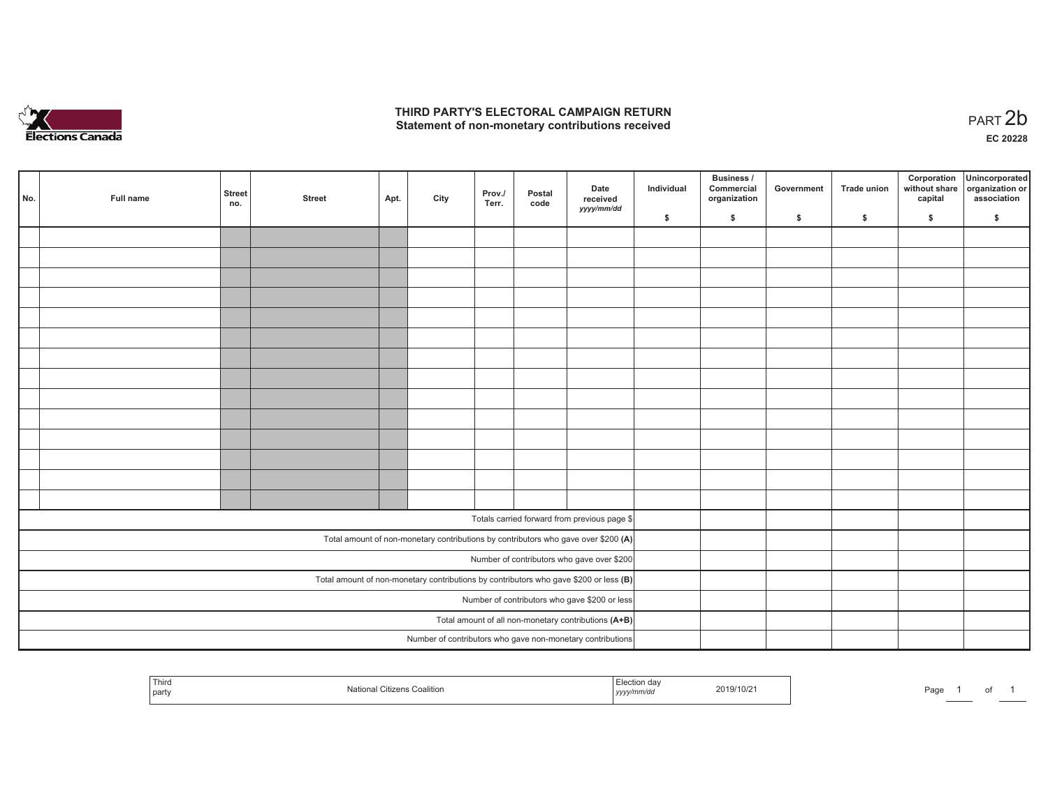# THIRD PARTY'S ELECTORAL CAMPAIGN RETURN
## Statement of non-monetary contributions received

PART 2b

**EC 20228**

| No. | Full name | Street no. | Street | Apt. | City | Prov./ Terr. | Postal code | Date received yyyy/mm/dd | Individual $ | Business / Commercial organization $ | Government $ | Trade union $ | Corporation without share capital $ | Unincorporated organization or association $ |
|---|---|---|---|---|---|---|---|---|---|---|---|---|---|---|
| | | | | | | | | | | | | | | |
| | | | | | | | | | | | | | | |
| | | | | | | | | | | | | | | |
| | | | | | | | | | | | | | | |
| | | | | | | | | | | | | | | |
| | | | | | | | | | | | | | | |
| | | | | | | | | | | | | | | |
| | | | | | | | | | | | | | | |
| | | | | | | | | | | | | | | |
| | | | | | | | | | | | | | | |
| | | | | | | | | | | | | | | |
| | | | | | | | | | | | | | | |
| | | | | | | | | | | | | | | |
| | | | | | | | | | | | | | | |
| Totals carried forward from previous page $ | | | | | | | | | | | | | | |
| Total amount of non-monetary contributions by contributors who gave over $200 **(A)** | | | | | | | | | | | | | | |
| Number of contributors who gave over $200 | | | | | | | | | | | | | | |
| Total amount of non-monetary contributions by contributors who gave $200 or less **(B)** | | | | | | | | | | | | | | |
| Number of contributors who gave $200 or less | | | | | | | | | | | | | | |
| Total amount of all non-monetary contributions **(A+B)** | | | | | | | | | | | | | | |
| Number of contributors who gave non-monetary contributions | | | | | | | | | | | | | | |

| Third party | National Citizens Coalition | Election day yyyy/mm/dd | 2019/10/21 |
|---|---|---|---|

Page 1 of 1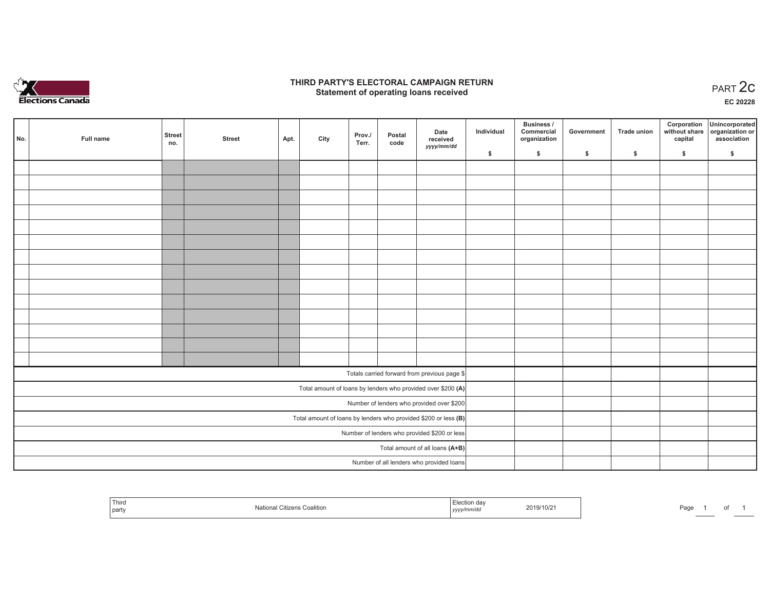Elections Canada

# THIRD PARTY'S ELECTORAL CAMPAIGN RETURN
## Statement of operating loans received

PART 2c

EC 20228

| No. | Full name | Street no. | Street | Apt. | City | Prov./ Terr. | Postal code | Date received yyyy/mm/dd | Individual $ | Business / Commercial organization $ | Government $ | Trade union $ | Corporation without share capital $ | Unincorporated organization or association $ |
|---|---|---|---|---|---|---|---|---|---|---|---|---|---|---|
| | | | | | | | | | | | | | | |
| | | | | | | | | | | | | | | |
| | | | | | | | | | | | | | | |
| | | | | | | | | | | | | | | |
| | | | | | | | | | | | | | | |
| | | | | | | | | | | | | | | |
| | | | | | | | | | | | | | | |
| | | | | | | | | | | | | | | |
| | | | | | | | | | | | | | | |
| | | | | | | | | | | | | | | |
| | | | | | | | | | | | | | | |
| | | | | | | | | | | | | | | |
| | | | | | | | | | | | | | | |
| | | | | | | | | | | | | | | |
| Totals carried forward from previous page $ | | | | | | | | | | | | | | |
| Total amount of loans by lenders who provided over $200 **(A)** | | | | | | | | | | | | | | |
| Number of lenders who provided over $200 | | | | | | | | | | | | | | |
| Total amount of loans by lenders who provided $200 or less **(B)** | | | | | | | | | | | | | | |
| Number of lenders who provided $200 or less | | | | | | | | | | | | | | |
| Total amount of all loans **(A+B)** | | | | | | | | | | | | | | |
| Number of all lenders who provided loans | | | | | | | | | | | | | | |

| Third party | National Citizens Coalition | Election day yyyy/mm/dd | 2019/10/21 |
|---|---|---|---|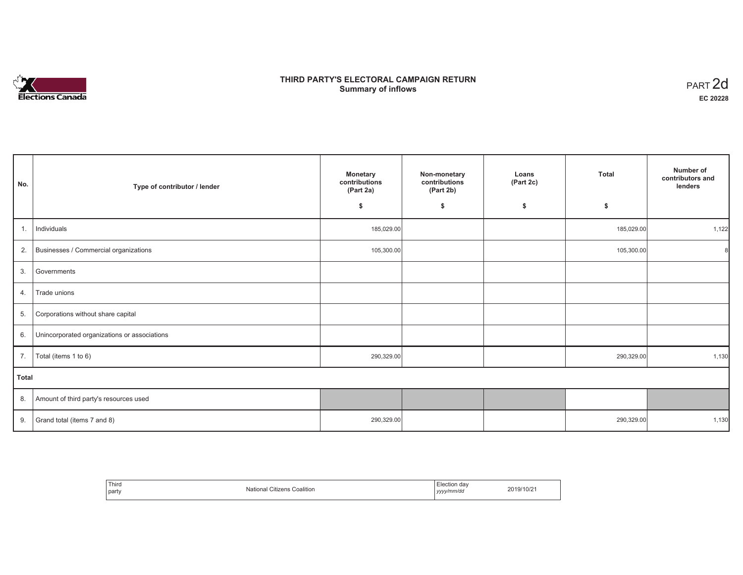# THIRD PARTY'S ELECTORAL CAMPAIGN RETURN
## Summary of inflows

PART 2d

**EC 20228**

| No. | Type of contributor / lender | Monetary contributions (Part 2a) $ | Non-monetary contributions (Part 2b) $ | Loans (Part 2c) $ | Total $ | Number of contributors and lenders |
|---|---|---|---|---|---|---|
| 1. | Individuals | 185,029.00 | | | 185,029.00 | 1,122 |
| 2. | Businesses / Commercial organizations | 105,300.00 | | | 105,300.00 | 8 |
| 3. | Governments | | | | | |
| 4. | Trade unions | | | | | |
| 5. | Corporations without share capital | | | | | |
| 6. | Unincorporated organizations or associations | | | | | |
| 7. | Total (items 1 to 6) | 290,329.00 | | | 290,329.00 | 1,130 |
| **Total** | | | | | | |
| 8. | Amount of third party's resources used | | | | | |
| 9. | Grand total (items 7 and 8) | 290,329.00 | | | 290,329.00 | 1,130 |

| Third party | National Citizens Coalition | Election day *yyyy/mm/dd* | 2019/10/21 |
|---|---|---|---|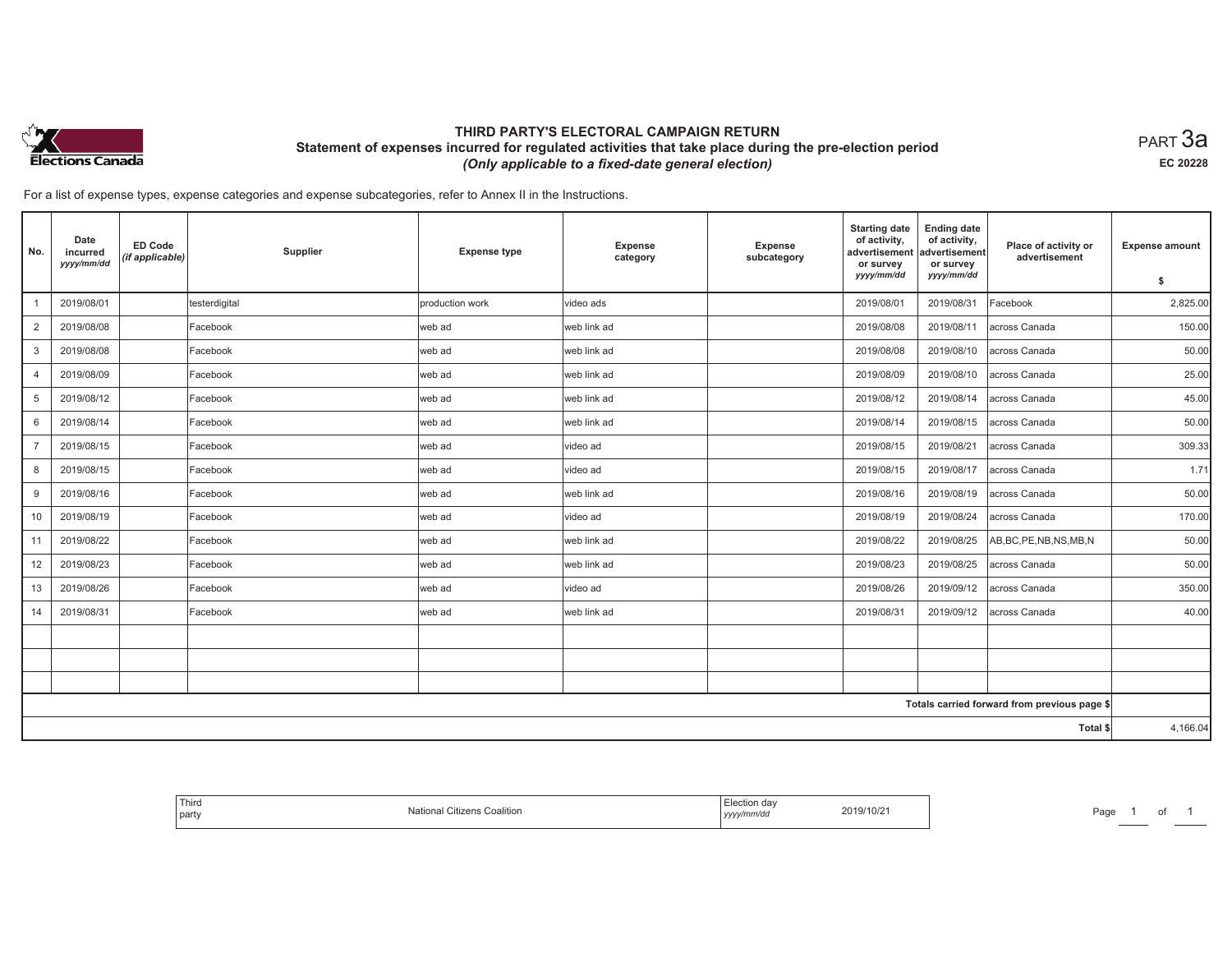# THIRD PARTY'S ELECTORAL CAMPAIGN RETURN

## Statement of expenses incurred for regulated activities that take place during the pre-election period

*(Only applicable to a fixed-date general election)*

PART 3a

EC 20228

For a list of expense types, expense categories and expense subcategories, refer to Annex II in the Instructions.

| No. | Date incurred *yyyy/mm/dd* | ED Code *(if applicable)* | Supplier | Expense type | Expense category | Expense subcategory | Starting date of activity, advertisement or survey *yyyy/mm/dd* | Ending date of activity, advertisement or survey *yyyy/mm/dd* | Place of activity or advertisement | Expense amount $ |
|---|---|---|---|---|---|---|---|---|---|---|
| 1 | 2019/08/01 | | testerdigital | production work | video ads | | 2019/08/01 | 2019/08/31 | Facebook | 2,825.00 |
| 2 | 2019/08/08 | | Facebook | web ad | web link ad | | 2019/08/08 | 2019/08/11 | across Canada | 150.00 |
| 3 | 2019/08/08 | | Facebook | web ad | web link ad | | 2019/08/08 | 2019/08/10 | across Canada | 50.00 |
| 4 | 2019/08/09 | | Facebook | web ad | web link ad | | 2019/08/09 | 2019/08/10 | across Canada | 25.00 |
| 5 | 2019/08/12 | | Facebook | web ad | web link ad | | 2019/08/12 | 2019/08/14 | across Canada | 45.00 |
| 6 | 2019/08/14 | | Facebook | web ad | web link ad | | 2019/08/14 | 2019/08/15 | across Canada | 50.00 |
| 7 | 2019/08/15 | | Facebook | web ad | video ad | | 2019/08/15 | 2019/08/21 | across Canada | 309.33 |
| 8 | 2019/08/15 | | Facebook | web ad | video ad | | 2019/08/15 | 2019/08/17 | across Canada | 1.71 |
| 9 | 2019/08/16 | | Facebook | web ad | web link ad | | 2019/08/16 | 2019/08/19 | across Canada | 50.00 |
| 10 | 2019/08/19 | | Facebook | web ad | video ad | | 2019/08/19 | 2019/08/24 | across Canada | 170.00 |
| 11 | 2019/08/22 | | Facebook | web ad | web link ad | | 2019/08/22 | 2019/08/25 | AB,BC,PE,NB,NS,MB,N | 50.00 |
| 12 | 2019/08/23 | | Facebook | web ad | web link ad | | 2019/08/23 | 2019/08/25 | across Canada | 50.00 |
| 13 | 2019/08/26 | | Facebook | web ad | video ad | | 2019/08/26 | 2019/09/12 | across Canada | 350.00 |
| 14 | 2019/08/31 | | Facebook | web ad | web link ad | | 2019/08/31 | 2019/09/12 | across Canada | 40.00 |
| | | | | | | | | | | |
| | | | | | | | | | | |
| | | | | | | | | | | |
| | | | | | | | | | Totals carried forward from previous page $ | |
| | | | | | | | | | Total $ | 4,166.04 |

| Third party | National Citizens Coalition | Election day *yyyy/mm/dd* | 2019/10/21 |
|---|---|---|---|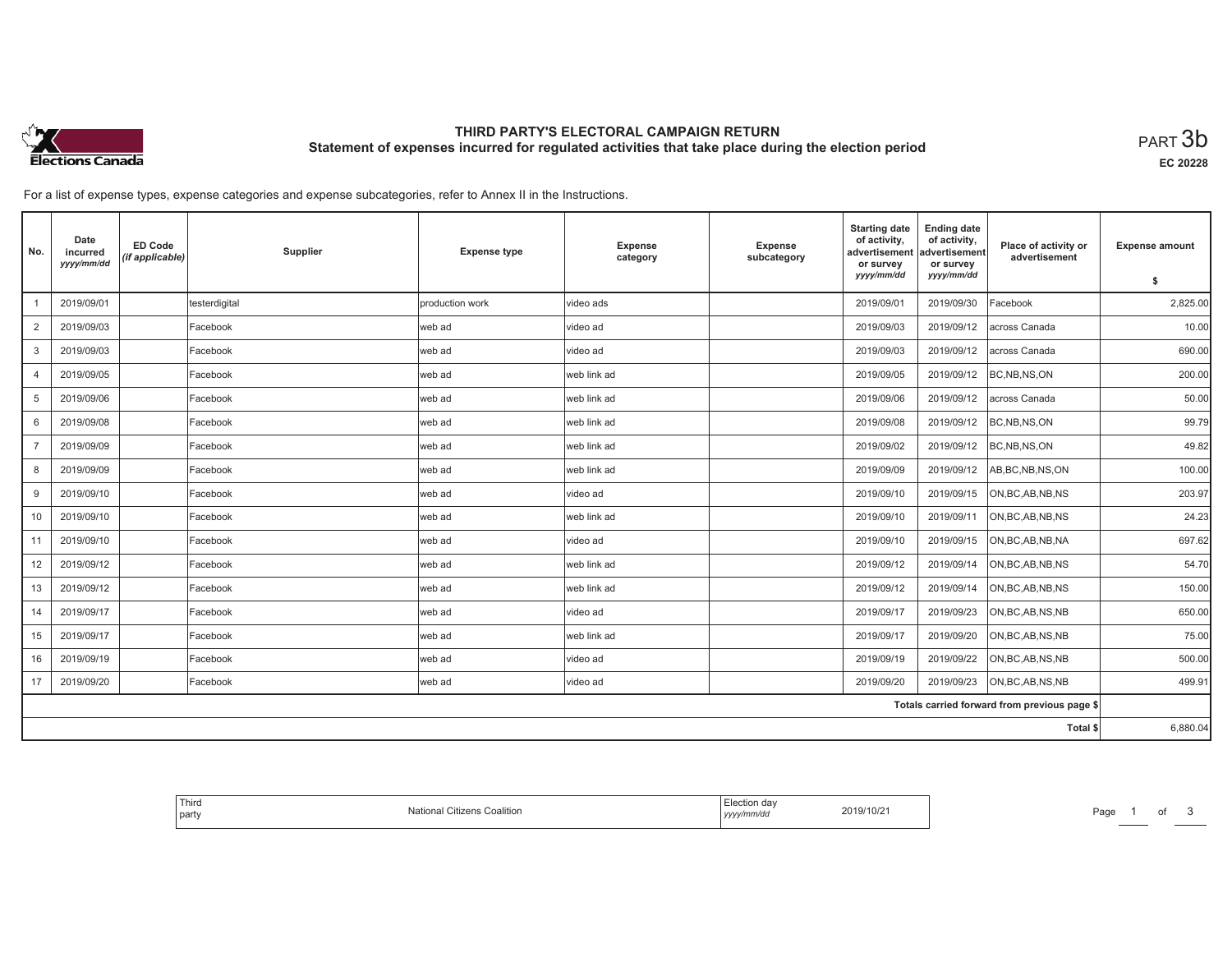# THIRD PARTY'S ELECTORAL CAMPAIGN RETURN

## Statement of expenses incurred for regulated activities that take place during the election period

PART 3b

EC 20228

For a list of expense types, expense categories and expense subcategories, refer to Annex II in the Instructions.

| No. | Date incurred *yyyy/mm/dd* | ED Code *(if applicable)* | Supplier | Expense type | Expense category | Expense subcategory | Starting date of activity, advertisement or survey *yyyy/mm/dd* | Ending date of activity, advertisement or survey *yyyy/mm/dd* | Place of activity or advertisement | Expense amount $ |
|---|---|---|---|---|---|---|---|---|---|---|
| 1 | 2019/09/01 | | testerdigital | production work | video ads | | 2019/09/01 | 2019/09/30 | Facebook | 2,825.00 |
| 2 | 2019/09/03 | | Facebook | web ad | video ad | | 2019/09/03 | 2019/09/12 | across Canada | 10.00 |
| 3 | 2019/09/03 | | Facebook | web ad | video ad | | 2019/09/03 | 2019/09/12 | across Canada | 690.00 |
| 4 | 2019/09/05 | | Facebook | web ad | web link ad | | 2019/09/05 | 2019/09/12 | BC,NB,NS,ON | 200.00 |
| 5 | 2019/09/06 | | Facebook | web ad | web link ad | | 2019/09/06 | 2019/09/12 | across Canada | 50.00 |
| 6 | 2019/09/08 | | Facebook | web ad | web link ad | | 2019/09/08 | 2019/09/12 | BC,NB,NS,ON | 99.79 |
| 7 | 2019/09/09 | | Facebook | web ad | web link ad | | 2019/09/02 | 2019/09/12 | BC,NB,NS,ON | 49.82 |
| 8 | 2019/09/09 | | Facebook | web ad | web link ad | | 2019/09/09 | 2019/09/12 | AB,BC,NB,NS,ON | 100.00 |
| 9 | 2019/09/10 | | Facebook | web ad | video ad | | 2019/09/10 | 2019/09/15 | ON,BC,AB,NB,NS | 203.97 |
| 10 | 2019/09/10 | | Facebook | web ad | web link ad | | 2019/09/10 | 2019/09/11 | ON,BC,AB,NB,NS | 24.23 |
| 11 | 2019/09/10 | | Facebook | web ad | video ad | | 2019/09/10 | 2019/09/15 | ON,BC,AB,NB,NA | 697.62 |
| 12 | 2019/09/12 | | Facebook | web ad | web link ad | | 2019/09/12 | 2019/09/14 | ON,BC,AB,NB,NS | 54.70 |
| 13 | 2019/09/12 | | Facebook | web ad | web link ad | | 2019/09/12 | 2019/09/14 | ON,BC,AB,NB,NS | 150.00 |
| 14 | 2019/09/17 | | Facebook | web ad | video ad | | 2019/09/17 | 2019/09/23 | ON,BC,AB,NS,NB | 650.00 |
| 15 | 2019/09/17 | | Facebook | web ad | web link ad | | 2019/09/17 | 2019/09/20 | ON,BC,AB,NS,NB | 75.00 |
| 16 | 2019/09/19 | | Facebook | web ad | video ad | | 2019/09/19 | 2019/09/22 | ON,BC,AB,NS,NB | 500.00 |
| 17 | 2019/09/20 | | Facebook | web ad | video ad | | 2019/09/20 | 2019/09/23 | ON,BC,AB,NS,NB | 499.91 |
| | | | | | | | | | Totals carried forward from previous page $ | |
| | | | | | | | | | Total $ | 6,880.04 |

| Third party | National Citizens Coalition | Election day *yyyy/mm/dd* | 2019/10/21 |
|---|---|---|---|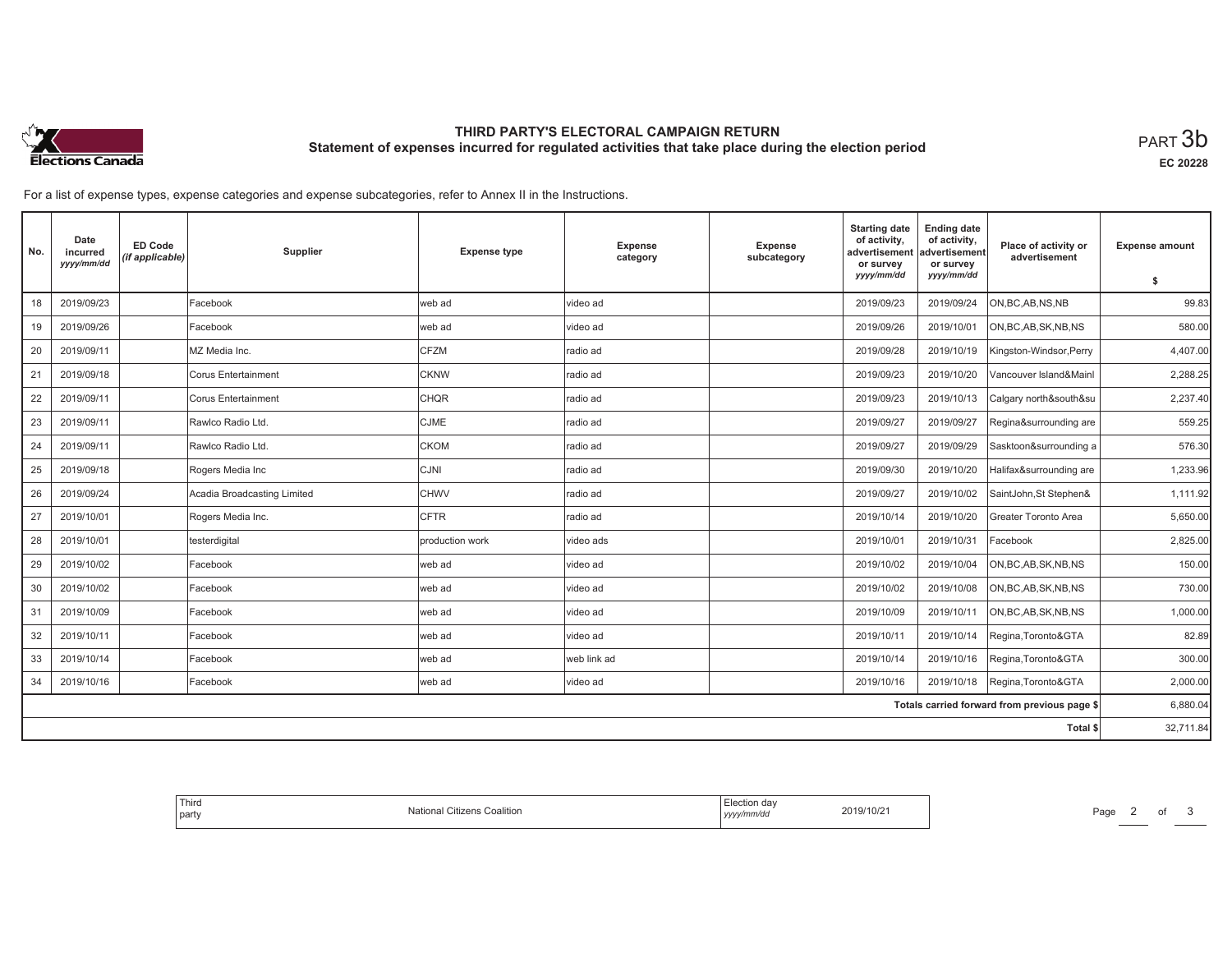# THIRD PARTY'S ELECTORAL CAMPAIGN RETURN

## Statement of expenses incurred for regulated activities that take place during the election period

PART 3b

EC 20228

For a list of expense types, expense categories and expense subcategories, refer to Annex II in the Instructions.

| No. | Date incurred *yyyy/mm/dd* | ED Code *(if applicable)* | Supplier | Expense type | Expense category | Expense subcategory | Starting date of activity, advertisement or survey *yyyy/mm/dd* | Ending date of activity, advertisement or survey *yyyy/mm/dd* | Place of activity or advertisement | Expense amount $ |
|---|---|---|---|---|---|---|---|---|---|---|
| 18 | 2019/09/23 | | Facebook | web ad | video ad | | 2019/09/23 | 2019/09/24 | ON,BC,AB,NS,NB | 99.83 |
| 19 | 2019/09/26 | | Facebook | web ad | video ad | | 2019/09/26 | 2019/10/01 | ON,BC,AB,SK,NB,NS | 580.00 |
| 20 | 2019/09/11 | | MZ Media Inc. | CFZM | radio ad | | 2019/09/28 | 2019/10/19 | Kingston-Windsor,Perry | 4,407.00 |
| 21 | 2019/09/18 | | Corus Entertainment | CKNW | radio ad | | 2019/09/23 | 2019/10/20 | Vancouver Island&Mainl | 2,288.25 |
| 22 | 2019/09/11 | | Corus Entertainment | CHQR | radio ad | | 2019/09/23 | 2019/10/13 | Calgary north&south&su | 2,237.40 |
| 23 | 2019/09/11 | | Rawlco Radio Ltd. | CJME | radio ad | | 2019/09/27 | 2019/09/27 | Regina&surrounding are | 559.25 |
| 24 | 2019/09/11 | | Rawlco Radio Ltd. | CKOM | radio ad | | 2019/09/27 | 2019/09/29 | Sasktoon&surrounding a | 576.30 |
| 25 | 2019/09/18 | | Rogers Media Inc | CJNI | radio ad | | 2019/09/30 | 2019/10/20 | Halifax&surrounding are | 1,233.96 |
| 26 | 2019/09/24 | | Acadia Broadcasting Limited | CHWV | radio ad | | 2019/09/27 | 2019/10/02 | SaintJohn,St Stephen& | 1,111.92 |
| 27 | 2019/10/01 | | Rogers Media Inc. | CFTR | radio ad | | 2019/10/14 | 2019/10/20 | Greater Toronto Area | 5,650.00 |
| 28 | 2019/10/01 | | testerdigital | production work | video ads | | 2019/10/01 | 2019/10/31 | Facebook | 2,825.00 |
| 29 | 2019/10/02 | | Facebook | web ad | video ad | | 2019/10/02 | 2019/10/04 | ON,BC,AB,SK,NB,NS | 150.00 |
| 30 | 2019/10/02 | | Facebook | web ad | video ad | | 2019/10/02 | 2019/10/08 | ON,BC,AB,SK,NB,NS | 730.00 |
| 31 | 2019/10/09 | | Facebook | web ad | video ad | | 2019/10/09 | 2019/10/11 | ON,BC,AB,SK,NB,NS | 1,000.00 |
| 32 | 2019/10/11 | | Facebook | web ad | video ad | | 2019/10/11 | 2019/10/14 | Regina,Toronto&GTA | 82.89 |
| 33 | 2019/10/14 | | Facebook | web ad | web link ad | | 2019/10/14 | 2019/10/16 | Regina,Toronto&GTA | 300.00 |
| 34 | 2019/10/16 | | Facebook | web ad | video ad | | 2019/10/16 | 2019/10/18 | Regina,Toronto&GTA | 2,000.00 |
| | | | | | | | | | Totals carried forward from previous page $ | 6,880.04 |
| | | | | | | | | | Total $ | 32,711.84 |

| Third party | National Citizens Coalition | Election day *yyyy/mm/dd* | 2019/10/21 |
|---|---|---|---|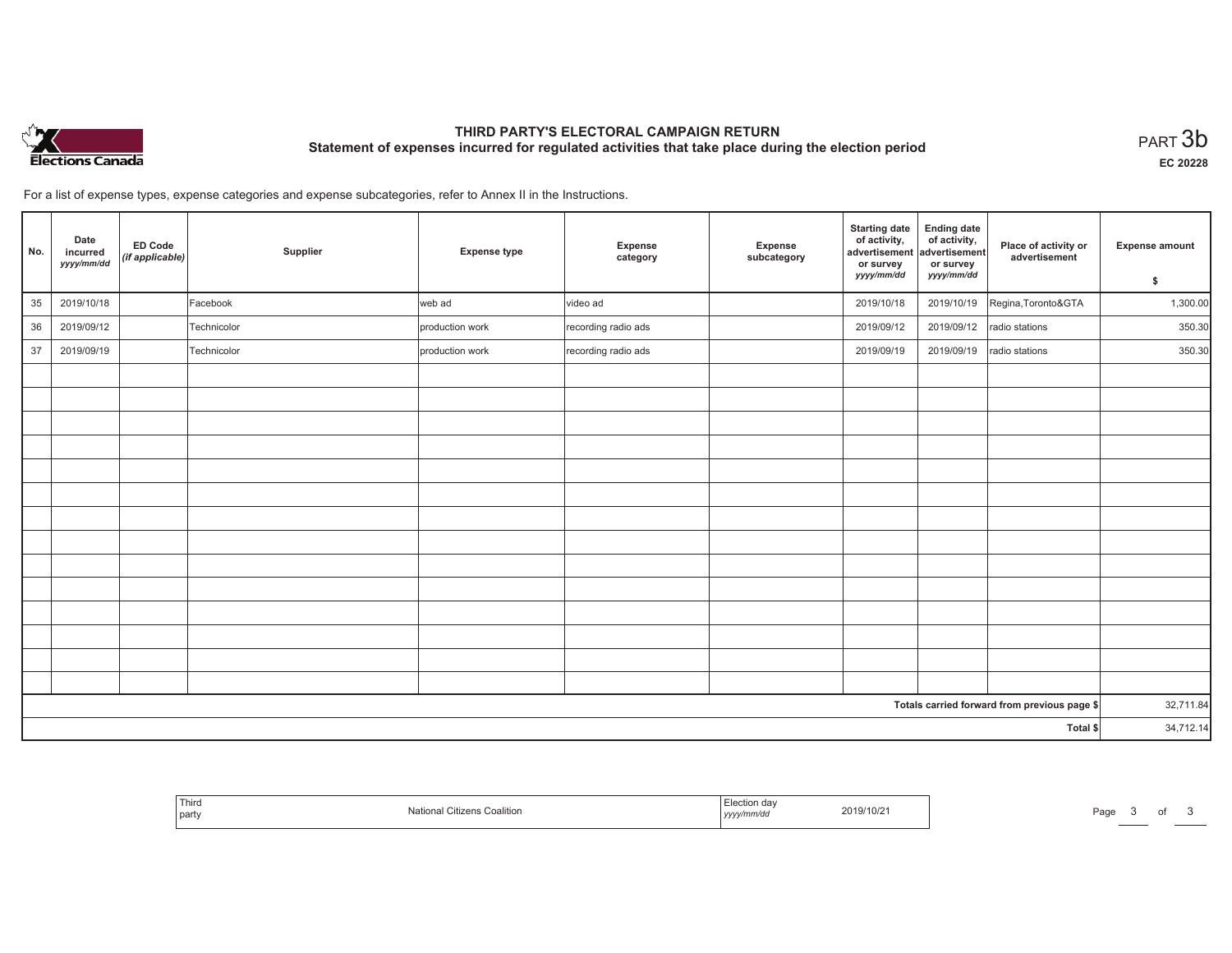# THIRD PARTY'S ELECTORAL CAMPAIGN RETURN

## Statement of expenses incurred for regulated activities that take place during the election period

PART 3b

EC 20228

For a list of expense types, expense categories and expense subcategories, refer to Annex II in the Instructions.

| No. | Date incurred *yyyy/mm/dd* | ED Code *(if applicable)* | Supplier | Expense type | Expense category | Expense subcategory | Starting date of activity, advertisement or survey *yyyy/mm/dd* | Ending date of activity, advertisement or survey *yyyy/mm/dd* | Place of activity or advertisement | Expense amount $ |
|---|---|---|---|---|---|---|---|---|---|---|
| 35 | 2019/10/18 | | Facebook | web ad | video ad | | 2019/10/18 | 2019/10/19 | Regina,Toronto&GTA | 1,300.00 |
| 36 | 2019/09/12 | | Technicolor | production work | recording radio ads | | 2019/09/12 | 2019/09/12 | radio stations | 350.30 |
| 37 | 2019/09/19 | | Technicolor | production work | recording radio ads | | 2019/09/19 | 2019/09/19 | radio stations | 350.30 |
| | | | | | | | | | | |
| | | | | | | | | | | |
| | | | | | | | | | | |
| | | | | | | | | | | |
| | | | | | | | | | | |
| | | | | | | | | | | |
| | | | | | | | | | | |
| | | | | | | | | | | |
| | | | | | | | | | | |
| | | | | | | | | | | |
| | | | | | | | | | | |
| | | | | | | | | | | |
| | | | | | | | | | | |
| | | | | | | | | | | |
| | | | | | | | | | Totals carried forward from previous page $ | 32,711.84 |
| | | | | | | | | | Total $ | 34,712.14 |

| Third party | National Citizens Coalition | Election day *yyyy/mm/dd* | 2019/10/21 |
|---|---|---|---|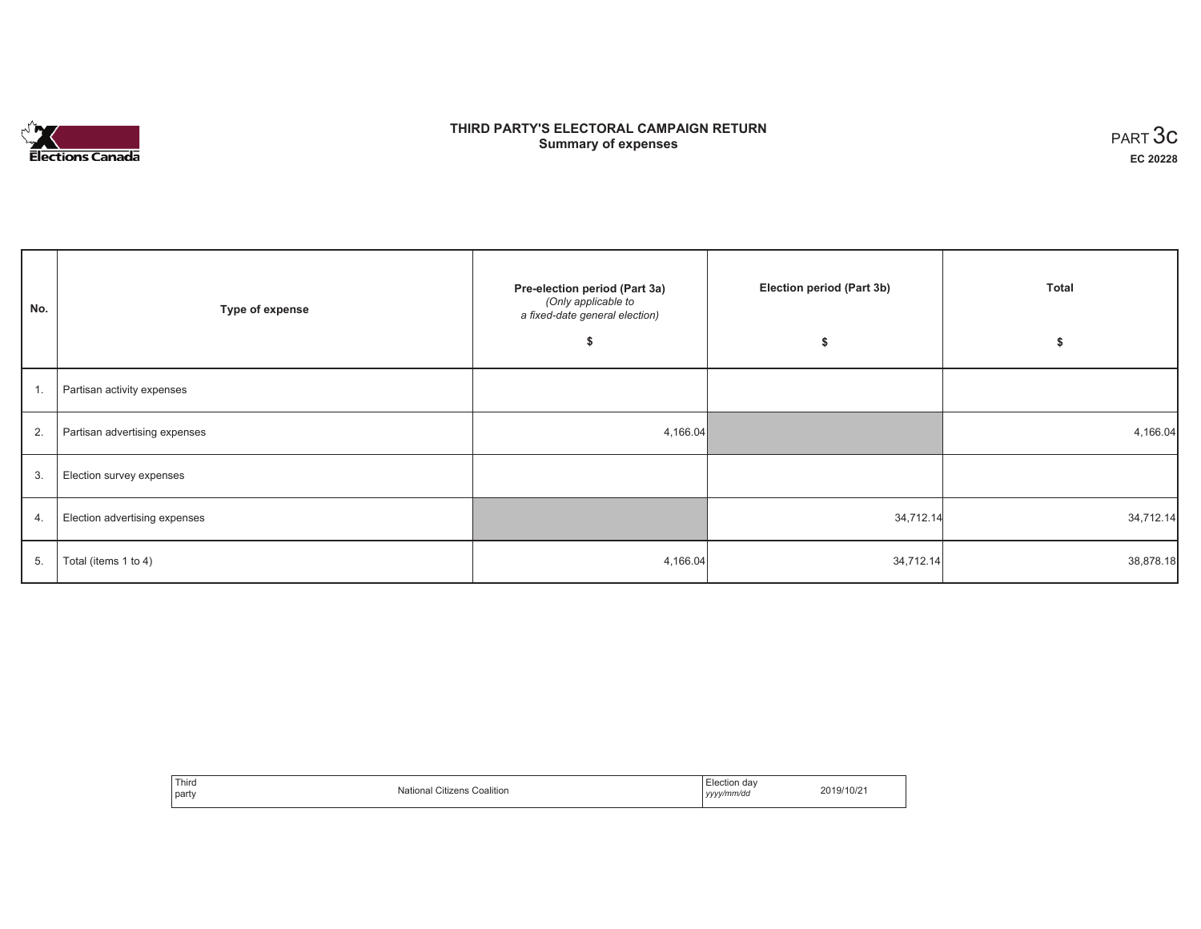# THIRD PARTY'S ELECTORAL CAMPAIGN RETURN
## Summary of expenses

PART 3c

**EC 20228**

| No. | Type of expense | Pre-election period (Part 3a) *(Only applicable to a fixed-date general election)* $ | Election period (Part 3b) $ | Total $ |
|---|---|---|---|---|
| 1. | Partisan activity expenses | | | |
| 2. | Partisan advertising expenses | 4,166.04 | | 4,166.04 |
| 3. | Election survey expenses | | | |
| 4. | Election advertising expenses | | 34,712.14 | 34,712.14 |
| 5. | Total (items 1 to 4) | 4,166.04 | 34,712.14 | 38,878.18 |

| Third party | National Citizens Coalition | Election day *yyyy/mm/dd* | 2019/10/21 |
|---|---|---|---|